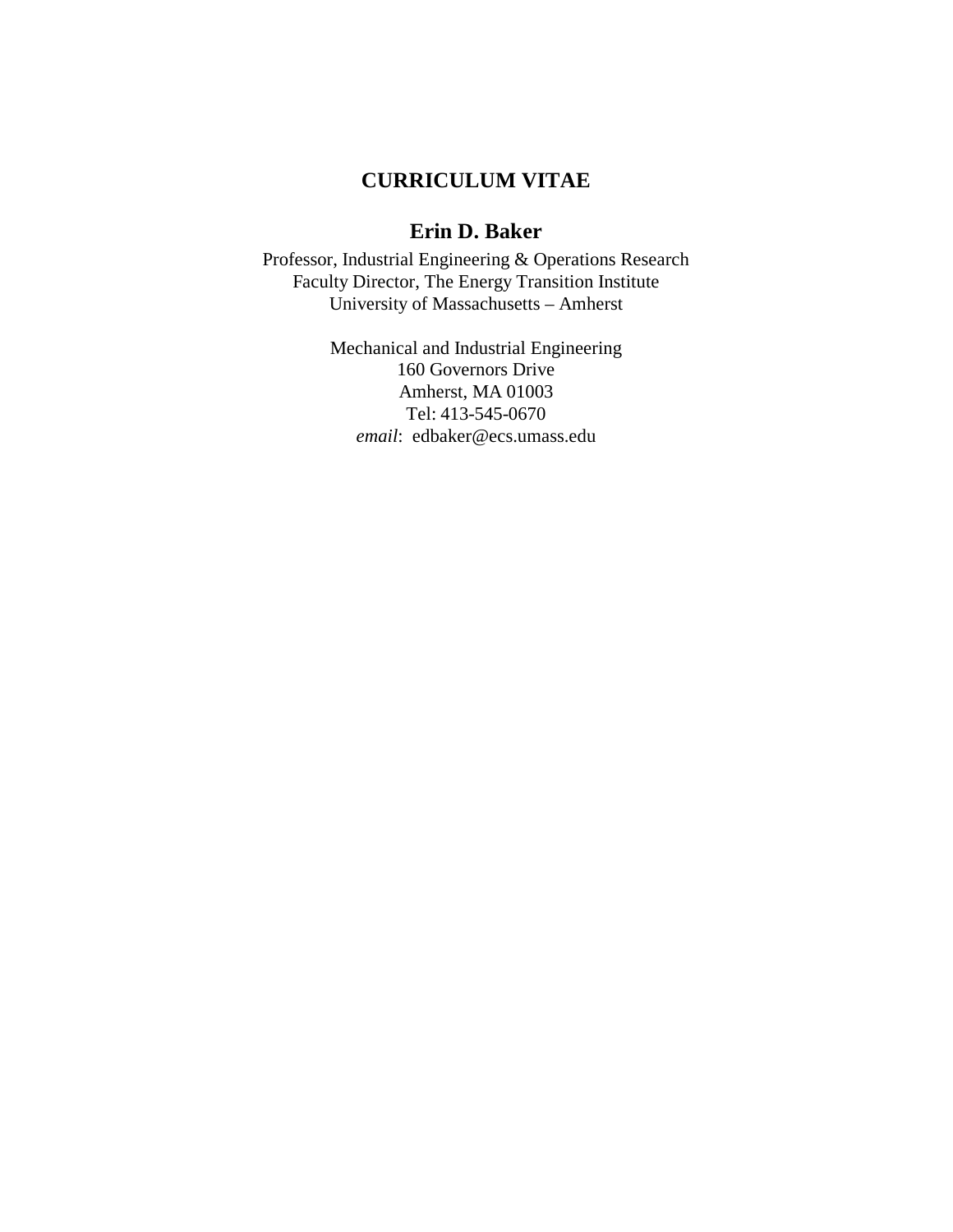# CURRICULUM VITAE

## Erin D. Baker

Professor, Industrial Engineering & Operations Research
Faculty Director, The Energy Transition Institute
University of Massachusetts – Amherst

Mechanical and Industrial Engineering
160 Governors Drive
Amherst, MA 01003
Tel: 413-545-0670
*email*: edbaker@ecs.umass.edu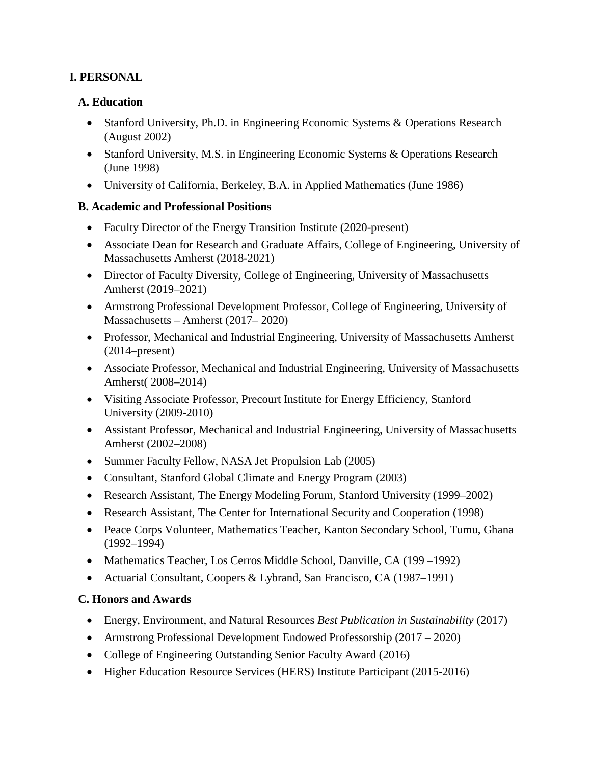## I. PERSONAL

### A. Education

- Stanford University, Ph.D. in Engineering Economic Systems & Operations Research (August 2002)
- Stanford University, M.S. in Engineering Economic Systems & Operations Research (June 1998)
- University of California, Berkeley, B.A. in Applied Mathematics (June 1986)

### B. Academic and Professional Positions

- Faculty Director of the Energy Transition Institute (2020-present)
- Associate Dean for Research and Graduate Affairs, College of Engineering, University of Massachusetts Amherst (2018-2021)
- Director of Faculty Diversity, College of Engineering, University of Massachusetts Amherst (2019–2021)
- Armstrong Professional Development Professor, College of Engineering, University of Massachusetts – Amherst (2017– 2020)
- Professor, Mechanical and Industrial Engineering, University of Massachusetts Amherst (2014–present)
- Associate Professor, Mechanical and Industrial Engineering, University of Massachusetts Amherst( 2008–2014)
- Visiting Associate Professor, Precourt Institute for Energy Efficiency, Stanford University (2009-2010)
- Assistant Professor, Mechanical and Industrial Engineering, University of Massachusetts Amherst (2002–2008)
- Summer Faculty Fellow, NASA Jet Propulsion Lab (2005)
- Consultant, Stanford Global Climate and Energy Program (2003)
- Research Assistant, The Energy Modeling Forum, Stanford University (1999–2002)
- Research Assistant, The Center for International Security and Cooperation (1998)
- Peace Corps Volunteer, Mathematics Teacher, Kanton Secondary School, Tumu, Ghana (1992–1994)
- Mathematics Teacher, Los Cerros Middle School, Danville, CA (199 –1992)
- Actuarial Consultant, Coopers & Lybrand, San Francisco, CA (1987–1991)

### C. Honors and Awards

- Energy, Environment, and Natural Resources *Best Publication in Sustainability* (2017)
- Armstrong Professional Development Endowed Professorship (2017 – 2020)
- College of Engineering Outstanding Senior Faculty Award (2016)
- Higher Education Resource Services (HERS) Institute Participant (2015-2016)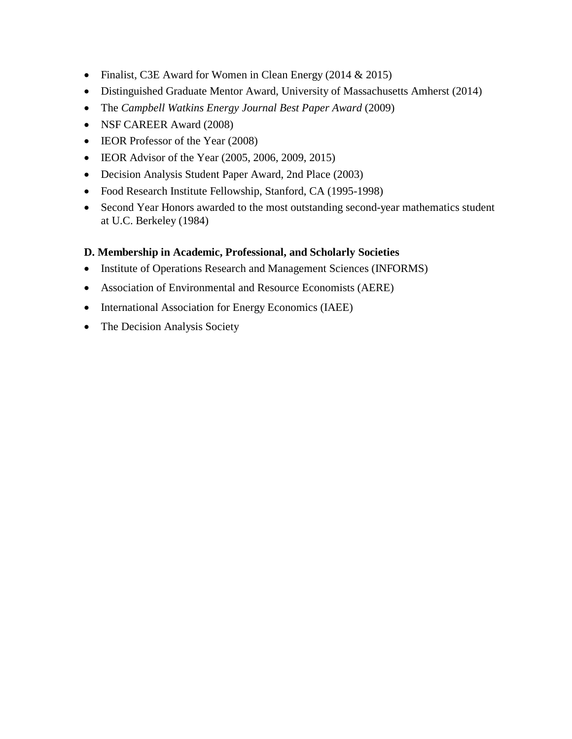- Finalist, C3E Award for Women in Clean Energy (2014 & 2015)
- Distinguished Graduate Mentor Award, University of Massachusetts Amherst (2014)
- The *Campbell Watkins Energy Journal Best Paper Award* (2009)
- NSF CAREER Award (2008)
- IEOR Professor of the Year (2008)
- IEOR Advisor of the Year (2005, 2006, 2009, 2015)
- Decision Analysis Student Paper Award, 2nd Place (2003)
- Food Research Institute Fellowship, Stanford, CA (1995-1998)
- Second Year Honors awarded to the most outstanding second-year mathematics student at U.C. Berkeley (1984)

**D. Membership in Academic, Professional, and Scholarly Societies**

- Institute of Operations Research and Management Sciences (INFORMS)
- Association of Environmental and Resource Economists (AERE)
- International Association for Energy Economics (IAEE)
- The Decision Analysis Society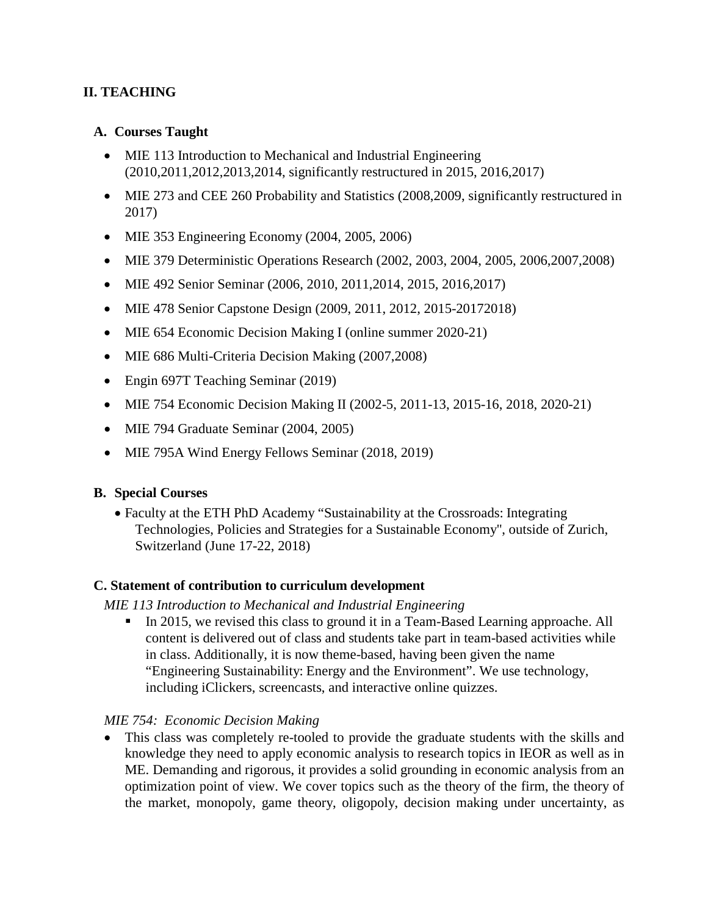## II. TEACHING

### A. Courses Taught

- MIE 113 Introduction to Mechanical and Industrial Engineering (2010,2011,2012,2013,2014, significantly restructured in 2015, 2016,2017)
- MIE 273 and CEE 260 Probability and Statistics (2008,2009, significantly restructured in 2017)
- MIE 353 Engineering Economy (2004, 2005, 2006)
- MIE 379 Deterministic Operations Research (2002, 2003, 2004, 2005, 2006,2007,2008)
- MIE 492 Senior Seminar (2006, 2010, 2011,2014, 2015, 2016,2017)
- MIE 478 Senior Capstone Design (2009, 2011, 2012, 2015-20172018)
- MIE 654 Economic Decision Making I (online summer 2020-21)
- MIE 686 Multi-Criteria Decision Making (2007,2008)
- Engin 697T Teaching Seminar (2019)
- MIE 754 Economic Decision Making II (2002-5, 2011-13, 2015-16, 2018, 2020-21)
- MIE 794 Graduate Seminar (2004, 2005)
- MIE 795A Wind Energy Fellows Seminar (2018, 2019)

### B. Special Courses

- Faculty at the ETH PhD Academy "Sustainability at the Crossroads: Integrating Technologies, Policies and Strategies for a Sustainable Economy", outside of Zurich, Switzerland (June 17-22, 2018)

### C. Statement of contribution to curriculum development

*MIE 113 Introduction to Mechanical and Industrial Engineering*

- In 2015, we revised this class to ground it in a Team-Based Learning approache. All content is delivered out of class and students take part in team-based activities while in class. Additionally, it is now theme-based, having been given the name "Engineering Sustainability: Energy and the Environment". We use technology, including iClickers, screencasts, and interactive online quizzes.

*MIE 754: Economic Decision Making*

- This class was completely re-tooled to provide the graduate students with the skills and knowledge they need to apply economic analysis to research topics in IEOR as well as in ME. Demanding and rigorous, it provides a solid grounding in economic analysis from an optimization point of view. We cover topics such as the theory of the firm, the theory of the market, monopoly, game theory, oligopoly, decision making under uncertainty, as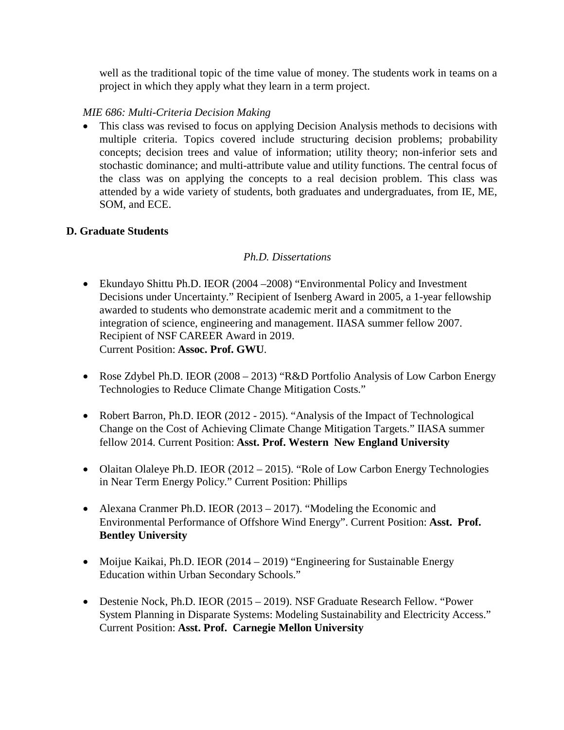well as the traditional topic of the time value of money. The students work in teams on a project in which they apply what they learn in a term project.

*MIE 686: Multi-Criteria Decision Making*

- This class was revised to focus on applying Decision Analysis methods to decisions with multiple criteria. Topics covered include structuring decision problems; probability concepts; decision trees and value of information; utility theory; non-inferior sets and stochastic dominance; and multi-attribute value and utility functions. The central focus of the class was on applying the concepts to a real decision problem. This class was attended by a wide variety of students, both graduates and undergraduates, from IE, ME, SOM, and ECE.

**D. Graduate Students**

*Ph.D. Dissertations*

- Ekundayo Shittu Ph.D. IEOR (2004 –2008) "Environmental Policy and Investment Decisions under Uncertainty." Recipient of Isenberg Award in 2005, a 1-year fellowship awarded to students who demonstrate academic merit and a commitment to the integration of science, engineering and management. IIASA summer fellow 2007. Recipient of NSF CAREER Award in 2019.
  Current Position: **Assoc. Prof. GWU**.

- Rose Zdybel Ph.D. IEOR (2008 – 2013) "R&D Portfolio Analysis of Low Carbon Energy Technologies to Reduce Climate Change Mitigation Costs."

- Robert Barron, Ph.D. IEOR (2012 - 2015). "Analysis of the Impact of Technological Change on the Cost of Achieving Climate Change Mitigation Targets." IIASA summer fellow 2014. Current Position: **Asst. Prof. Western New England University**

- Olaitan Olaleye Ph.D. IEOR (2012 – 2015). "Role of Low Carbon Energy Technologies in Near Term Energy Policy." Current Position: Phillips

- Alexana Cranmer Ph.D. IEOR (2013 – 2017). "Modeling the Economic and Environmental Performance of Offshore Wind Energy". Current Position: **Asst. Prof. Bentley University**

- Moijue Kaikai, Ph.D. IEOR (2014 – 2019) "Engineering for Sustainable Energy Education within Urban Secondary Schools."

- Destenie Nock, Ph.D. IEOR (2015 – 2019). NSF Graduate Research Fellow. "Power System Planning in Disparate Systems: Modeling Sustainability and Electricity Access." Current Position: **Asst. Prof. Carnegie Mellon University**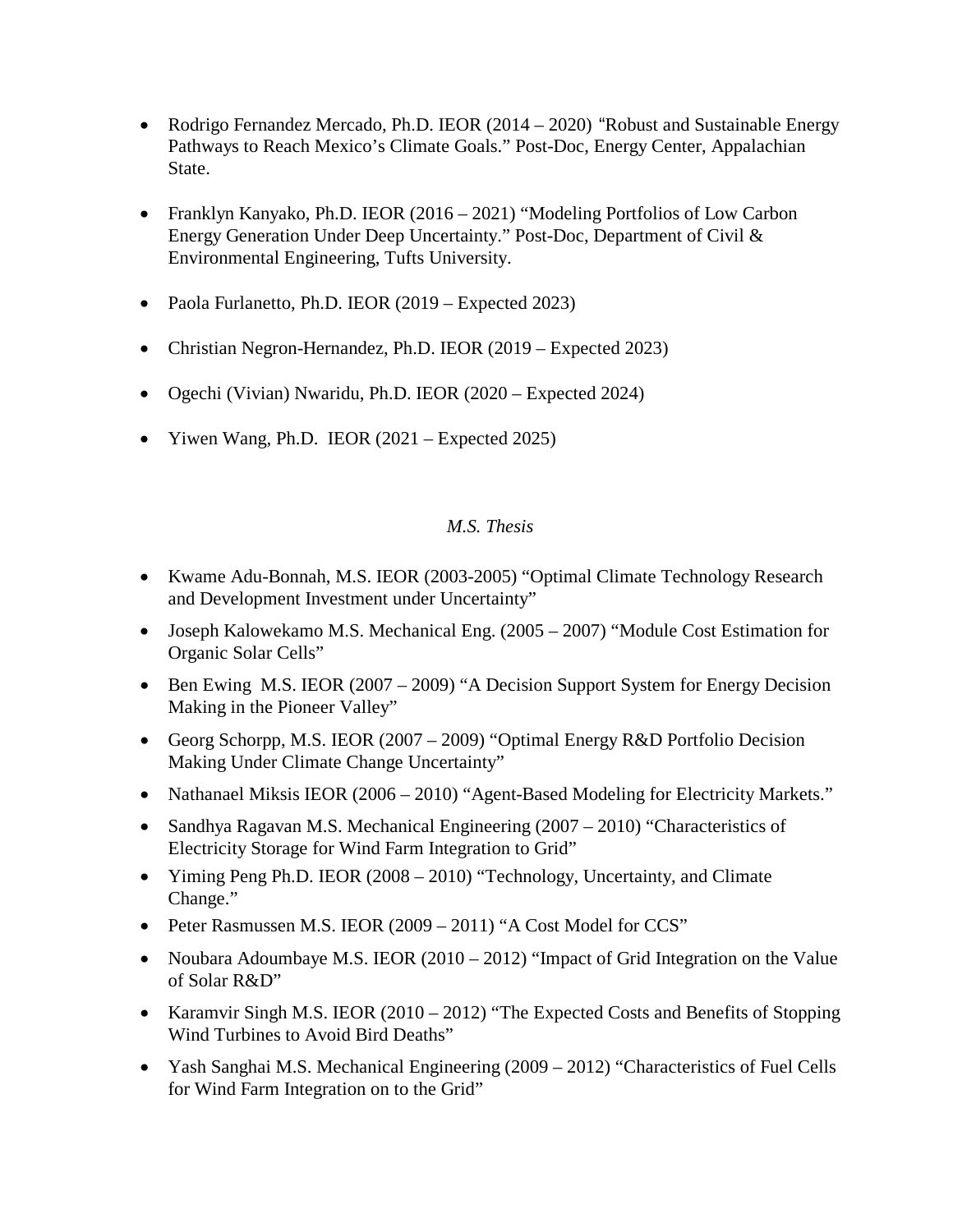- Rodrigo Fernandez Mercado, Ph.D. IEOR (2014 – 2020) "Robust and Sustainable Energy Pathways to Reach Mexico's Climate Goals." Post-Doc, Energy Center, Appalachian State.

- Franklyn Kanyako, Ph.D. IEOR (2016 – 2021) "Modeling Portfolios of Low Carbon Energy Generation Under Deep Uncertainty." Post-Doc, Department of Civil & Environmental Engineering, Tufts University.

- Paola Furlanetto, Ph.D. IEOR (2019 – Expected 2023)

- Christian Negron-Hernandez, Ph.D. IEOR (2019 – Expected 2023)

- Ogechi (Vivian) Nwaridu, Ph.D. IEOR (2020 – Expected 2024)

- Yiwen Wang, Ph.D. IEOR (2021 – Expected 2025)

*M.S. Thesis*

- Kwame Adu-Bonnah, M.S. IEOR (2003-2005) "Optimal Climate Technology Research and Development Investment under Uncertainty"
- Joseph Kalowekamo M.S. Mechanical Eng. (2005 – 2007) "Module Cost Estimation for Organic Solar Cells"
- Ben Ewing M.S. IEOR (2007 – 2009) "A Decision Support System for Energy Decision Making in the Pioneer Valley"
- Georg Schorpp, M.S. IEOR (2007 – 2009) "Optimal Energy R&D Portfolio Decision Making Under Climate Change Uncertainty"
- Nathanael Miksis IEOR (2006 – 2010) "Agent-Based Modeling for Electricity Markets."
- Sandhya Ragavan M.S. Mechanical Engineering (2007 – 2010) "Characteristics of Electricity Storage for Wind Farm Integration to Grid"
- Yiming Peng Ph.D. IEOR (2008 – 2010) "Technology, Uncertainty, and Climate Change."
- Peter Rasmussen M.S. IEOR (2009 – 2011) "A Cost Model for CCS"
- Noubara Adoumbaye M.S. IEOR (2010 – 2012) "Impact of Grid Integration on the Value of Solar R&D"
- Karamvir Singh M.S. IEOR (2010 – 2012) "The Expected Costs and Benefits of Stopping Wind Turbines to Avoid Bird Deaths"
- Yash Sanghai M.S. Mechanical Engineering (2009 – 2012) "Characteristics of Fuel Cells for Wind Farm Integration on to the Grid"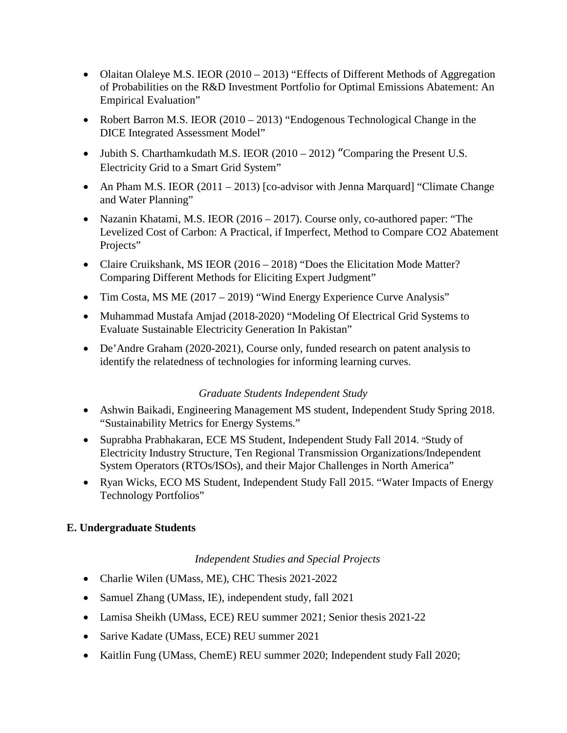- Olaitan Olaleye M.S. IEOR (2010 – 2013) "Effects of Different Methods of Aggregation of Probabilities on the R&D Investment Portfolio for Optimal Emissions Abatement: An Empirical Evaluation"
- Robert Barron M.S. IEOR (2010 – 2013) "Endogenous Technological Change in the DICE Integrated Assessment Model"
- Jubith S. Charthamkudath M.S. IEOR (2010 – 2012) "Comparing the Present U.S. Electricity Grid to a Smart Grid System"
- An Pham M.S. IEOR (2011 – 2013) [co-advisor with Jenna Marquard] "Climate Change and Water Planning"
- Nazanin Khatami, M.S. IEOR (2016 – 2017). Course only, co-authored paper: "The Levelized Cost of Carbon: A Practical, if Imperfect, Method to Compare CO2 Abatement Projects"
- Claire Cruikshank, MS IEOR (2016 – 2018) "Does the Elicitation Mode Matter? Comparing Different Methods for Eliciting Expert Judgment"
- Tim Costa, MS ME (2017 – 2019) "Wind Energy Experience Curve Analysis"
- Muhammad Mustafa Amjad (2018-2020) "Modeling Of Electrical Grid Systems to Evaluate Sustainable Electricity Generation In Pakistan"
- De'Andre Graham (2020-2021), Course only, funded research on patent analysis to identify the relatedness of technologies for informing learning curves.

*Graduate Students Independent Study*

- Ashwin Baikadi, Engineering Management MS student, Independent Study Spring 2018. "Sustainability Metrics for Energy Systems."
- Suprabha Prabhakaran, ECE MS Student, Independent Study Fall 2014. "Study of Electricity Industry Structure, Ten Regional Transmission Organizations/Independent System Operators (RTOs/ISOs), and their Major Challenges in North America"
- Ryan Wicks, ECO MS Student, Independent Study Fall 2015. "Water Impacts of Energy Technology Portfolios"

**E. Undergraduate Students**

*Independent Studies and Special Projects*

- Charlie Wilen (UMass, ME), CHC Thesis 2021-2022
- Samuel Zhang (UMass, IE), independent study, fall 2021
- Lamisa Sheikh (UMass, ECE) REU summer 2021; Senior thesis 2021-22
- Sarive Kadate (UMass, ECE) REU summer 2021
- Kaitlin Fung (UMass, ChemE) REU summer 2020; Independent study Fall 2020;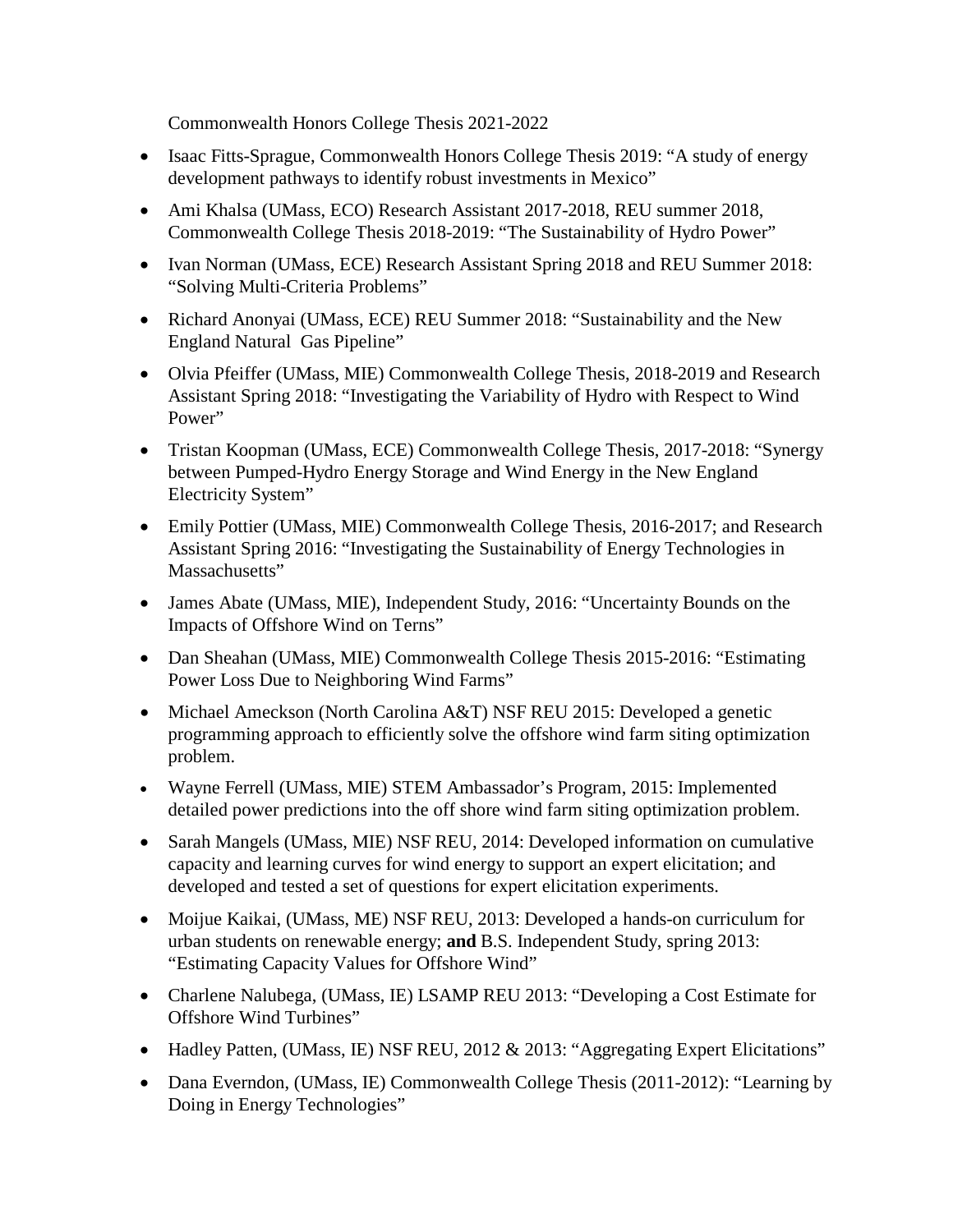Commonwealth Honors College Thesis 2021-2022

- Isaac Fitts-Sprague, Commonwealth Honors College Thesis 2019: "A study of energy development pathways to identify robust investments in Mexico"
- Ami Khalsa (UMass, ECO) Research Assistant 2017-2018, REU summer 2018, Commonwealth College Thesis 2018-2019: "The Sustainability of Hydro Power"
- Ivan Norman (UMass, ECE) Research Assistant Spring 2018 and REU Summer 2018: "Solving Multi-Criteria Problems"
- Richard Anonyai (UMass, ECE) REU Summer 2018: "Sustainability and the New England Natural Gas Pipeline"
- Olvia Pfeiffer (UMass, MIE) Commonwealth College Thesis, 2018-2019 and Research Assistant Spring 2018: "Investigating the Variability of Hydro with Respect to Wind Power"
- Tristan Koopman (UMass, ECE) Commonwealth College Thesis, 2017-2018: "Synergy between Pumped-Hydro Energy Storage and Wind Energy in the New England Electricity System"
- Emily Pottier (UMass, MIE) Commonwealth College Thesis, 2016-2017; and Research Assistant Spring 2016: "Investigating the Sustainability of Energy Technologies in Massachusetts"
- James Abate (UMass, MIE), Independent Study, 2016: "Uncertainty Bounds on the Impacts of Offshore Wind on Terns"
- Dan Sheahan (UMass, MIE) Commonwealth College Thesis 2015-2016: "Estimating Power Loss Due to Neighboring Wind Farms"
- Michael Ameckson (North Carolina A&T) NSF REU 2015: Developed a genetic programming approach to efficiently solve the offshore wind farm siting optimization problem.
- Wayne Ferrell (UMass, MIE) STEM Ambassador's Program, 2015: Implemented detailed power predictions into the off shore wind farm siting optimization problem.
- Sarah Mangels (UMass, MIE) NSF REU, 2014: Developed information on cumulative capacity and learning curves for wind energy to support an expert elicitation; and developed and tested a set of questions for expert elicitation experiments.
- Moijue Kaikai, (UMass, ME) NSF REU, 2013: Developed a hands-on curriculum for urban students on renewable energy; **and** B.S. Independent Study, spring 2013: "Estimating Capacity Values for Offshore Wind"
- Charlene Nalubega, (UMass, IE) LSAMP REU 2013: "Developing a Cost Estimate for Offshore Wind Turbines"
- Hadley Patten, (UMass, IE) NSF REU, 2012 & 2013: "Aggregating Expert Elicitations"
- Dana Everndon, (UMass, IE) Commonwealth College Thesis (2011-2012): "Learning by Doing in Energy Technologies"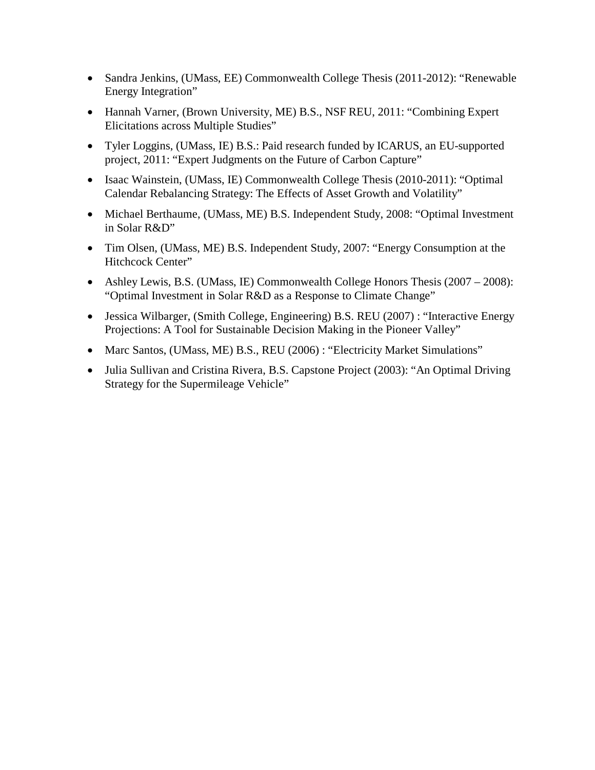- Sandra Jenkins, (UMass, EE) Commonwealth College Thesis (2011-2012): "Renewable Energy Integration"
- Hannah Varner, (Brown University, ME) B.S., NSF REU, 2011: "Combining Expert Elicitations across Multiple Studies"
- Tyler Loggins, (UMass, IE) B.S.: Paid research funded by ICARUS, an EU-supported project, 2011: "Expert Judgments on the Future of Carbon Capture"
- Isaac Wainstein, (UMass, IE) Commonwealth College Thesis (2010-2011): "Optimal Calendar Rebalancing Strategy: The Effects of Asset Growth and Volatility"
- Michael Berthaume, (UMass, ME) B.S. Independent Study, 2008: "Optimal Investment in Solar R&D"
- Tim Olsen, (UMass, ME) B.S. Independent Study, 2007: "Energy Consumption at the Hitchcock Center"
- Ashley Lewis, B.S. (UMass, IE) Commonwealth College Honors Thesis (2007 – 2008): "Optimal Investment in Solar R&D as a Response to Climate Change"
- Jessica Wilbarger, (Smith College, Engineering) B.S. REU (2007) : "Interactive Energy Projections: A Tool for Sustainable Decision Making in the Pioneer Valley"
- Marc Santos, (UMass, ME) B.S., REU (2006) : "Electricity Market Simulations"
- Julia Sullivan and Cristina Rivera, B.S. Capstone Project (2003): "An Optimal Driving Strategy for the Supermileage Vehicle"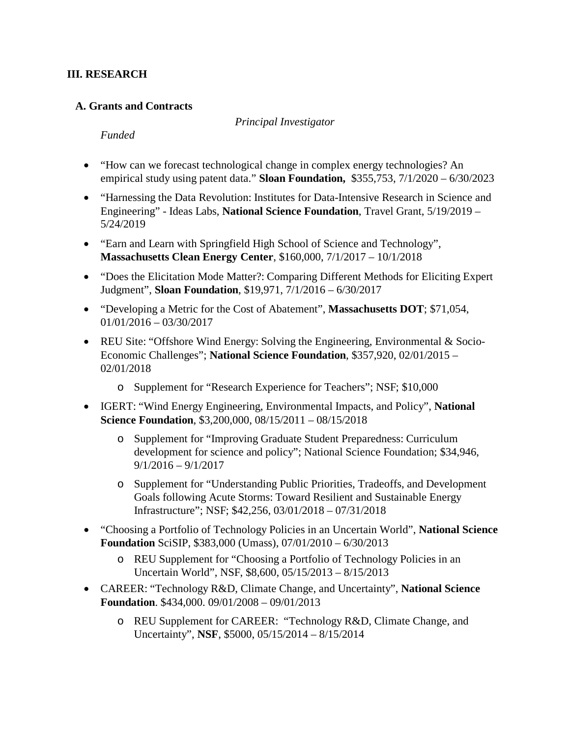## III. RESEARCH

### A. Grants and Contracts

*Principal Investigator*

*Funded*

- "How can we forecast technological change in complex energy technologies? An empirical study using patent data." **Sloan Foundation,** $355,753, 7/1/2020 – 6/30/2023
- "Harnessing the Data Revolution: Institutes for Data-Intensive Research in Science and Engineering" - Ideas Labs, **National Science Foundation**, Travel Grant, 5/19/2019 – 5/24/2019
- "Earn and Learn with Springfield High School of Science and Technology", **Massachusetts Clean Energy Center**, $160,000, 7/1/2017 – 10/1/2018
- "Does the Elicitation Mode Matter?: Comparing Different Methods for Eliciting Expert Judgment", **Sloan Foundation**, $19,971, 7/1/2016 – 6/30/2017
- "Developing a Metric for the Cost of Abatement", **Massachusetts DOT**; $71,054, 01/01/2016 – 03/30/2017
- REU Site: "Offshore Wind Energy: Solving the Engineering, Environmental & Socio-Economic Challenges"; **National Science Foundation**, $357,920, 02/01/2015 – 02/01/2018
    - Supplement for "Research Experience for Teachers"; NSF; $10,000
- IGERT: "Wind Energy Engineering, Environmental Impacts, and Policy", **National Science Foundation**, $3,200,000, 08/15/2011 – 08/15/2018
    - Supplement for "Improving Graduate Student Preparedness: Curriculum development for science and policy"; National Science Foundation; $34,946, 9/1/2016 – 9/1/2017
    - Supplement for "Understanding Public Priorities, Tradeoffs, and Development Goals following Acute Storms: Toward Resilient and Sustainable Energy Infrastructure"; NSF; $42,256, 03/01/2018 – 07/31/2018
- "Choosing a Portfolio of Technology Policies in an Uncertain World", **National Science Foundation** SciSIP, $383,000 (Umass), 07/01/2010 – 6/30/2013
    - REU Supplement for "Choosing a Portfolio of Technology Policies in an Uncertain World", NSF, $8,600, 05/15/2013 – 8/15/2013
- CAREER: "Technology R&D, Climate Change, and Uncertainty", **National Science Foundation**. $434,000. 09/01/2008 – 09/01/2013
    - REU Supplement for CAREER: "Technology R&D, Climate Change, and Uncertainty", **NSF**, $5000, 05/15/2014 – 8/15/2014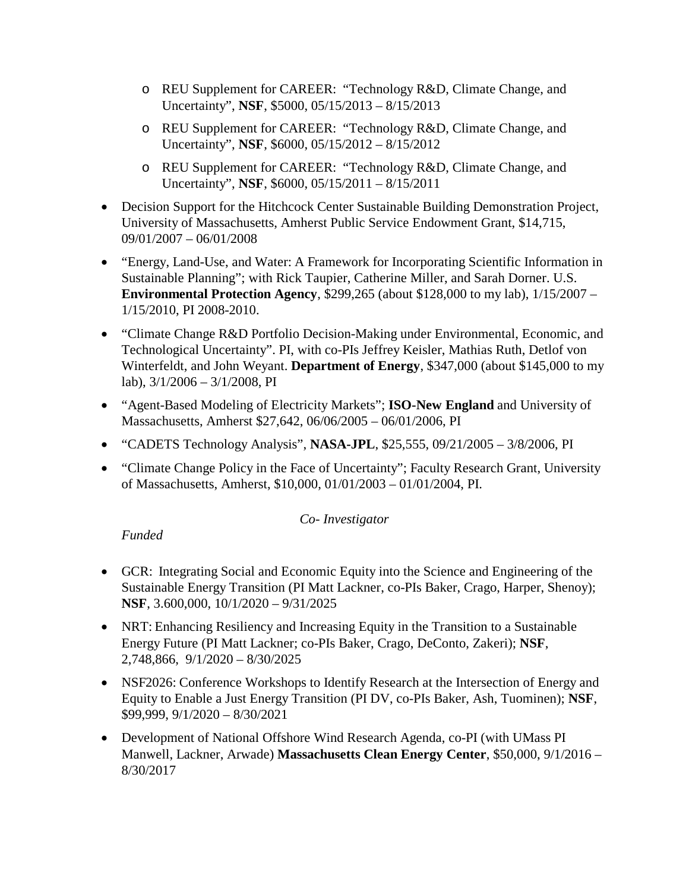- REU Supplement for CAREER: "Technology R&D, Climate Change, and Uncertainty", **NSF**, $5000, 05/15/2013 – 8/15/2013
  - REU Supplement for CAREER: "Technology R&D, Climate Change, and Uncertainty", **NSF**, $6000, 05/15/2012 – 8/15/2012
  - REU Supplement for CAREER: "Technology R&D, Climate Change, and Uncertainty", **NSF**, $6000, 05/15/2011 – 8/15/2011
- Decision Support for the Hitchcock Center Sustainable Building Demonstration Project, University of Massachusetts, Amherst Public Service Endowment Grant, $14,715, 09/01/2007 – 06/01/2008
- "Energy, Land-Use, and Water: A Framework for Incorporating Scientific Information in Sustainable Planning"; with Rick Taupier, Catherine Miller, and Sarah Dorner. U.S. **Environmental Protection Agency**, $299,265 (about $128,000 to my lab), 1/15/2007 – 1/15/2010, PI 2008-2010.
- "Climate Change R&D Portfolio Decision-Making under Environmental, Economic, and Technological Uncertainty". PI, with co-PIs Jeffrey Keisler, Mathias Ruth, Detlof von Winterfeldt, and John Weyant. **Department of Energy**, $347,000 (about $145,000 to my lab), 3/1/2006 – 3/1/2008, PI
- "Agent-Based Modeling of Electricity Markets"; **ISO-New England** and University of Massachusetts, Amherst $27,642, 06/06/2005 – 06/01/2006, PI
- "CADETS Technology Analysis", **NASA-JPL**, $25,555, 09/21/2005 – 3/8/2006, PI
- "Climate Change Policy in the Face of Uncertainty"; Faculty Research Grant, University of Massachusetts, Amherst, $10,000, 01/01/2003 – 01/01/2004, PI.

*Co- Investigator*

*Funded*

- GCR: Integrating Social and Economic Equity into the Science and Engineering of the Sustainable Energy Transition (PI Matt Lackner, co-PIs Baker, Crago, Harper, Shenoy); **NSF**, 3.600,000, 10/1/2020 – 9/31/2025
- NRT: Enhancing Resiliency and Increasing Equity in the Transition to a Sustainable Energy Future (PI Matt Lackner; co-PIs Baker, Crago, DeConto, Zakeri); **NSF**, 2,748,866, 9/1/2020 – 8/30/2025
- NSF2026: Conference Workshops to Identify Research at the Intersection of Energy and Equity to Enable a Just Energy Transition (PI DV, co-PIs Baker, Ash, Tuominen); **NSF**, $99,999, 9/1/2020 – 8/30/2021
- Development of National Offshore Wind Research Agenda, co-PI (with UMass PI Manwell, Lackner, Arwade) **Massachusetts Clean Energy Center**, $50,000, 9/1/2016 – 8/30/2017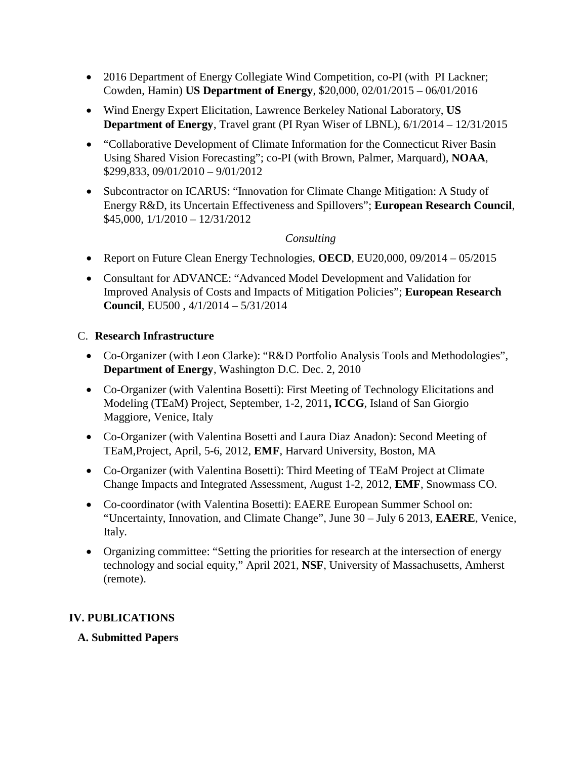- 2016 Department of Energy Collegiate Wind Competition, co-PI (with PI Lackner; Cowden, Hamin) **US Department of Energy**, $20,000, 02/01/2015 – 06/01/2016
- Wind Energy Expert Elicitation, Lawrence Berkeley National Laboratory, **US Department of Energy**, Travel grant (PI Ryan Wiser of LBNL), 6/1/2014 – 12/31/2015
- "Collaborative Development of Climate Information for the Connecticut River Basin Using Shared Vision Forecasting"; co-PI (with Brown, Palmer, Marquard), **NOAA**, $299,833, 09/01/2010 – 9/01/2012
- Subcontractor on ICARUS: "Innovation for Climate Change Mitigation: A Study of Energy R&D, its Uncertain Effectiveness and Spillovers"; **European Research Council**, $45,000, 1/1/2010 – 12/31/2012

*Consulting*

- Report on Future Clean Energy Technologies, **OECD**, EU20,000, 09/2014 – 05/2015
- Consultant for ADVANCE: "Advanced Model Development and Validation for Improved Analysis of Costs and Impacts of Mitigation Policies"; **European Research Council**, EU500 , 4/1/2014 – 5/31/2014

C. **Research Infrastructure**

- Co-Organizer (with Leon Clarke): "R&D Portfolio Analysis Tools and Methodologies", **Department of Energy**, Washington D.C. Dec. 2, 2010
- Co-Organizer (with Valentina Bosetti): First Meeting of Technology Elicitations and Modeling (TEaM) Project, September, 1-2, 2011**, ICCG**, Island of San Giorgio Maggiore, Venice, Italy
- Co-Organizer (with Valentina Bosetti and Laura Diaz Anadon): Second Meeting of TEaM,Project, April, 5-6, 2012, **EMF**, Harvard University, Boston, MA
- Co-Organizer (with Valentina Bosetti): Third Meeting of TEaM Project at Climate Change Impacts and Integrated Assessment, August 1-2, 2012, **EMF**, Snowmass CO.
- Co-coordinator (with Valentina Bosetti): EAERE European Summer School on: "Uncertainty, Innovation, and Climate Change", June 30 – July 6 2013, **EAERE**, Venice, Italy.
- Organizing committee: "Setting the priorities for research at the intersection of energy technology and social equity," April 2021, **NSF**, University of Massachusetts, Amherst (remote).

## IV. PUBLICATIONS

### A. Submitted Papers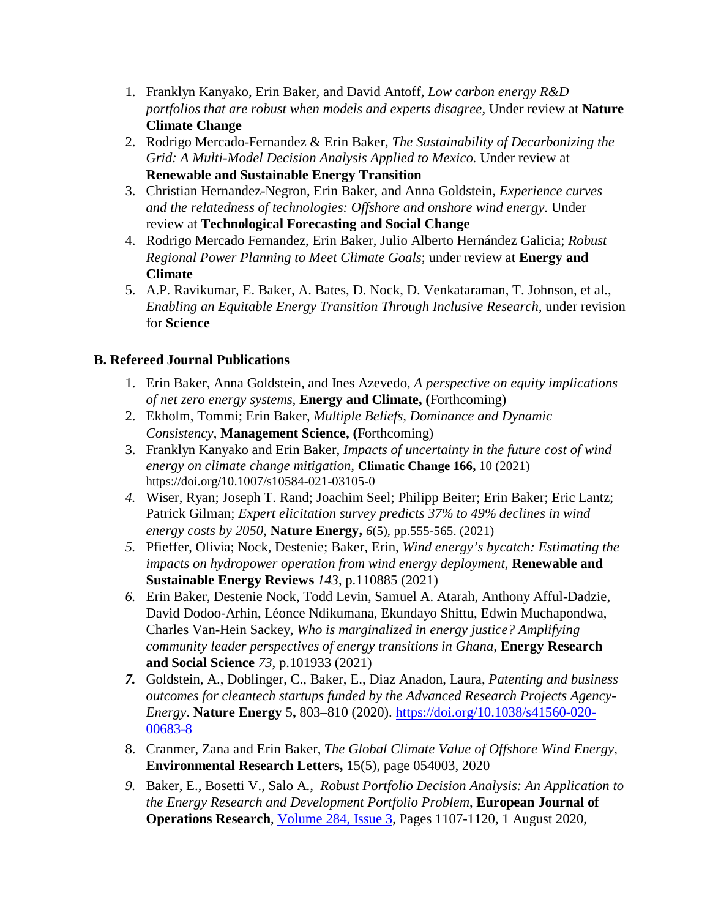1. Franklyn Kanyako, Erin Baker, and David Antoff, *Low carbon energy R&D portfolios that are robust when models and experts disagree,* Under review at **Nature Climate Change**
2. Rodrigo Mercado-Fernandez & Erin Baker, *The Sustainability of Decarbonizing the Grid: A Multi-Model Decision Analysis Applied to Mexico.* Under review at **Renewable and Sustainable Energy Transition**
3. Christian Hernandez-Negron, Erin Baker, and Anna Goldstein, *Experience curves and the relatedness of technologies: Offshore and onshore wind energy.* Under review at **Technological Forecasting and Social Change**
4. Rodrigo Mercado Fernandez, Erin Baker, Julio Alberto Hernández Galicia; *Robust Regional Power Planning to Meet Climate Goals*; under review at **Energy and Climate**
5. A.P. Ravikumar, E. Baker, A. Bates, D. Nock, D. Venkataraman, T. Johnson, et al., *Enabling an Equitable Energy Transition Through Inclusive Research,* under revision for **Science**

### B. Refereed Journal Publications

1. Erin Baker, Anna Goldstein, and Ines Azevedo, *A perspective on equity implications of net zero energy systems,* **Energy and Climate, (**Forthcoming)
2. Ekholm, Tommi; Erin Baker, *Multiple Beliefs, Dominance and Dynamic Consistency*, **Management Science, (**Forthcoming)
3. Franklyn Kanyako and Erin Baker, *Impacts of uncertainty in the future cost of wind energy on climate change mitigation,* **Climatic Change 166,** 10 (2021) https://doi.org/10.1007/s10584-021-03105-0
4. Wiser, Ryan; Joseph T. Rand; Joachim Seel; Philipp Beiter; Erin Baker; Eric Lantz; Patrick Gilman; *Expert elicitation survey predicts 37% to 49% declines in wind energy costs by 2050*, **Nature Energy,** *6*(5), pp.555-565. (2021)
5. Pfieffer, Olivia; Nock, Destenie; Baker, Erin, *Wind energy's bycatch: Estimating the impacts on hydropower operation from wind energy deployment,* **Renewable and Sustainable Energy Reviews** *143*, p.110885 (2021)
6. Erin Baker, Destenie Nock, Todd Levin, Samuel A. Atarah, Anthony Afful-Dadzie, David Dodoo-Arhin, Léonce Ndikumana, Ekundayo Shittu, Edwin Muchapondwa, Charles Van-Hein Sackey, *Who is marginalized in energy justice? Amplifying community leader perspectives of energy transitions in Ghana*, **Energy Research and Social Science** *73*, p.101933 (2021)
7. Goldstein, A., Doblinger, C., Baker, E., Diaz Anadon, Laura, *Patenting and business outcomes for cleantech startups funded by the Advanced Research Projects Agency-Energy*. **Nature Energy** 5**,** 803–810 (2020). https://doi.org/10.1038/s41560-020-00683-8
8. Cranmer, Zana and Erin Baker, *The Global Climate Value of Offshore Wind Energy*, **Environmental Research Letters,** 15(5), page 054003, 2020
9. Baker, E., Bosetti V., Salo A., *Robust Portfolio Decision Analysis: An Application to the Energy Research and Development Portfolio Problem*, **European Journal of Operations Research**, Volume 284, Issue 3, Pages 1107-1120, 1 August 2020,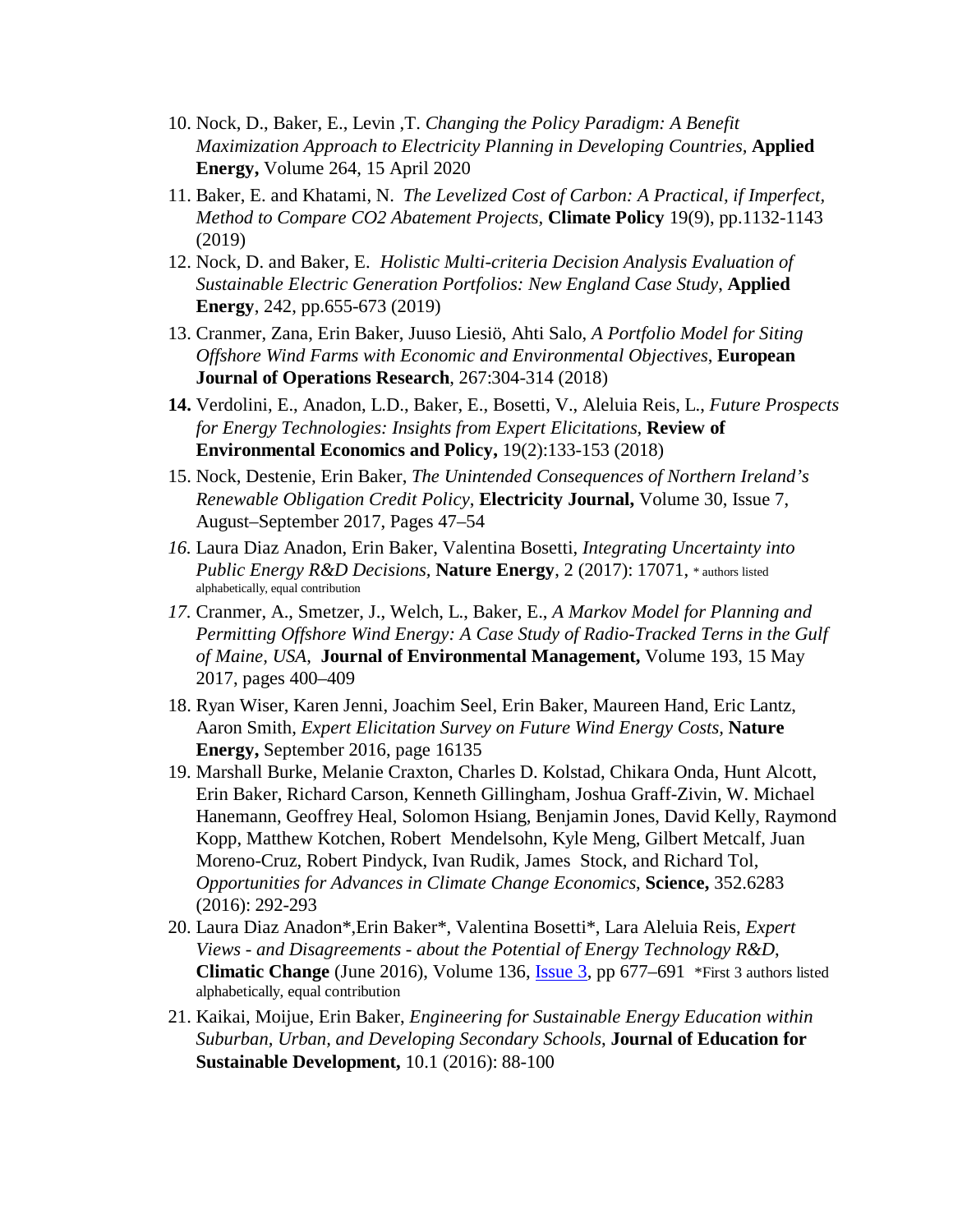10. Nock, D., Baker, E., Levin ,T. *Changing the Policy Paradigm: A Benefit Maximization Approach to Electricity Planning in Developing Countries,* **Applied Energy,** Volume 264, 15 April 2020
11. Baker, E. and Khatami, N. *The Levelized Cost of Carbon: A Practical, if Imperfect, Method to Compare CO2 Abatement Projects,* **Climate Policy** 19(9), pp.1132-1143 (2019)
12. Nock, D. and Baker, E. *Holistic Multi-criteria Decision Analysis Evaluation of Sustainable Electric Generation Portfolios: New England Case Study*, **Applied Energy**, 242, pp.655-673 (2019)
13. Cranmer, Zana, Erin Baker, Juuso Liesiö, Ahti Salo, *A Portfolio Model for Siting Offshore Wind Farms with Economic and Environmental Objectives*, **European Journal of Operations Research**, 267:304-314 (2018)
14. Verdolini, E., Anadon, L.D., Baker, E., Bosetti, V., Aleluia Reis, L., *Future Prospects for Energy Technologies: Insights from Expert Elicitations,* **Review of Environmental Economics and Policy,** 19(2):133-153 (2018)
15. Nock, Destenie, Erin Baker, *The Unintended Consequences of Northern Ireland's Renewable Obligation Credit Policy*, **Electricity Journal,** Volume 30, Issue 7, August–September 2017, Pages 47–54
16. Laura Diaz Anadon, Erin Baker, Valentina Bosetti, *Integrating Uncertainty into Public Energy R&D Decisions,* **Nature Energy**, 2 (2017): 17071, * authors listed alphabetically, equal contribution
17. Cranmer, A., Smetzer, J., Welch, L., Baker, E., *A Markov Model for Planning and Permitting Offshore Wind Energy: A Case Study of Radio-Tracked Terns in the Gulf of Maine, USA,* **Journal of Environmental Management,** Volume 193, 15 May 2017, pages 400–409
18. Ryan Wiser, Karen Jenni, Joachim Seel, Erin Baker, Maureen Hand, Eric Lantz, Aaron Smith, *Expert Elicitation Survey on Future Wind Energy Costs,* **Nature Energy,** September 2016, page 16135
19. Marshall Burke, Melanie Craxton, Charles D. Kolstad, Chikara Onda, Hunt Alcott, Erin Baker, Richard Carson, Kenneth Gillingham, Joshua Graff-Zivin, W. Michael Hanemann, Geoffrey Heal, Solomon Hsiang, Benjamin Jones, David Kelly, Raymond Kopp, Matthew Kotchen, Robert Mendelsohn, Kyle Meng, Gilbert Metcalf, Juan Moreno-Cruz, Robert Pindyck, Ivan Rudik, James Stock, and Richard Tol, *Opportunities for Advances in Climate Change Economics*, **Science,** 352.6283 (2016): 292-293
20. Laura Diaz Anadon*,Erin Baker*, Valentina Bosetti*, Lara Aleluia Reis, *Expert Views - and Disagreements - about the Potential of Energy Technology R&D*, **Climatic Change** (June 2016), Volume 136, Issue 3, pp 677–691 *First 3 authors listed alphabetically, equal contribution
21. Kaikai, Moijue, Erin Baker, *Engineering for Sustainable Energy Education within Suburban, Urban, and Developing Secondary Schools*, **Journal of Education for Sustainable Development,** 10.1 (2016): 88-100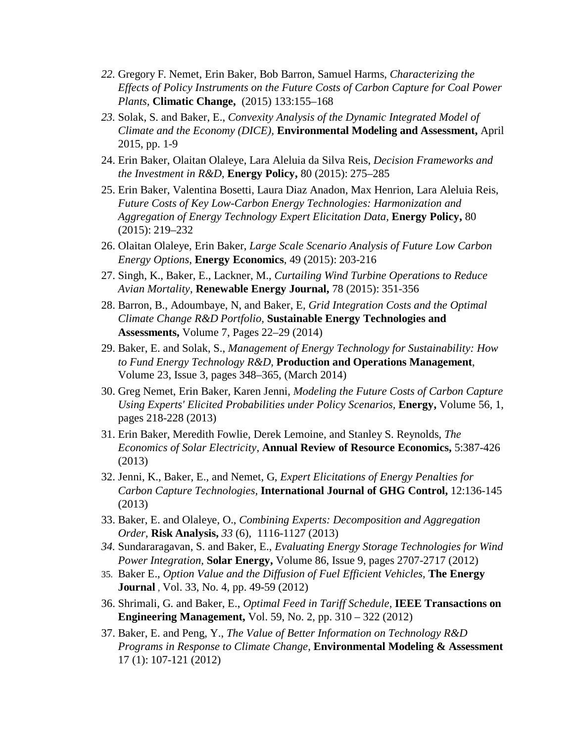22. Gregory F. Nemet, Erin Baker, Bob Barron, Samuel Harms, *Characterizing the Effects of Policy Instruments on the Future Costs of Carbon Capture for Coal Power Plants,* **Climatic Change,** (2015) 133:155–168
23. Solak, S. and Baker, E., *Convexity Analysis of the Dynamic Integrated Model of Climate and the Economy (DICE),* **Environmental Modeling and Assessment,** April 2015, pp. 1-9
24. Erin Baker, Olaitan Olaleye, Lara Aleluia da Silva Reis, *Decision Frameworks and the Investment in R&D*, **Energy Policy,** 80 (2015): 275–285
25. Erin Baker, Valentina Bosetti, Laura Diaz Anadon, Max Henrion, Lara Aleluia Reis, *Future Costs of Key Low-Carbon Energy Technologies: Harmonization and Aggregation of Energy Technology Expert Elicitation Data,* **Energy Policy,** 80 (2015): 219–232
26. Olaitan Olaleye, Erin Baker, *Large Scale Scenario Analysis of Future Low Carbon Energy Options*, **Energy Economics**, 49 (2015): 203-216
27. Singh, K., Baker, E., Lackner, M., *Curtailing Wind Turbine Operations to Reduce Avian Mortality*, **Renewable Energy Journal,** 78 (2015): 351-356
28. Barron, B., Adoumbaye, N, and Baker, E, *Grid Integration Costs and the Optimal Climate Change R&D Portfolio,* **Sustainable Energy Technologies and Assessments,** Volume 7, Pages 22–29 (2014)
29. Baker, E. and Solak, S., *Management of Energy Technology for Sustainability: How to Fund Energy Technology R&D,* **Production and Operations Management**, Volume 23, Issue 3, pages 348–365, (March 2014)
30. Greg Nemet, Erin Baker, Karen Jenni, *Modeling the Future Costs of Carbon Capture Using Experts' Elicited Probabilities under Policy Scenarios*, **Energy,** Volume 56, 1, pages 218-228 (2013)
31. Erin Baker, Meredith Fowlie, Derek Lemoine, and Stanley S. Reynolds, *The Economics of Solar Electricity*, **Annual Review of Resource Economics,** 5:387-426 (2013)
32. Jenni, K., Baker, E., and Nemet, G, *Expert Elicitations of Energy Penalties for Carbon Capture Technologies,* **International Journal of GHG Control,** 12:136-145 (2013)
33. Baker, E. and Olaleye, O., *Combining Experts: Decomposition and Aggregation Order,* **Risk Analysis,** *33* (6), 1116-1127 (2013)
34. Sundararagavan, S. and Baker, E., *Evaluating Energy Storage Technologies for Wind Power Integration,* **Solar Energy,** Volume 86, Issue 9, pages 2707-2717 (2012)
35. Baker E., *Option Value and the Diffusion of Fuel Efficient Vehicles,* **The Energy Journal** , Vol. 33, No. 4, pp. 49-59 (2012)
36. Shrimali, G. and Baker, E., *Optimal Feed in Tariff Schedule*, **IEEE Transactions on Engineering Management,** Vol. 59, No. 2, pp. 310 – 322 (2012)
37. Baker, E. and Peng, Y., *The Value of Better Information on Technology R&D Programs in Response to Climate Change*, **Environmental Modeling & Assessment** 17 (1): 107-121 (2012)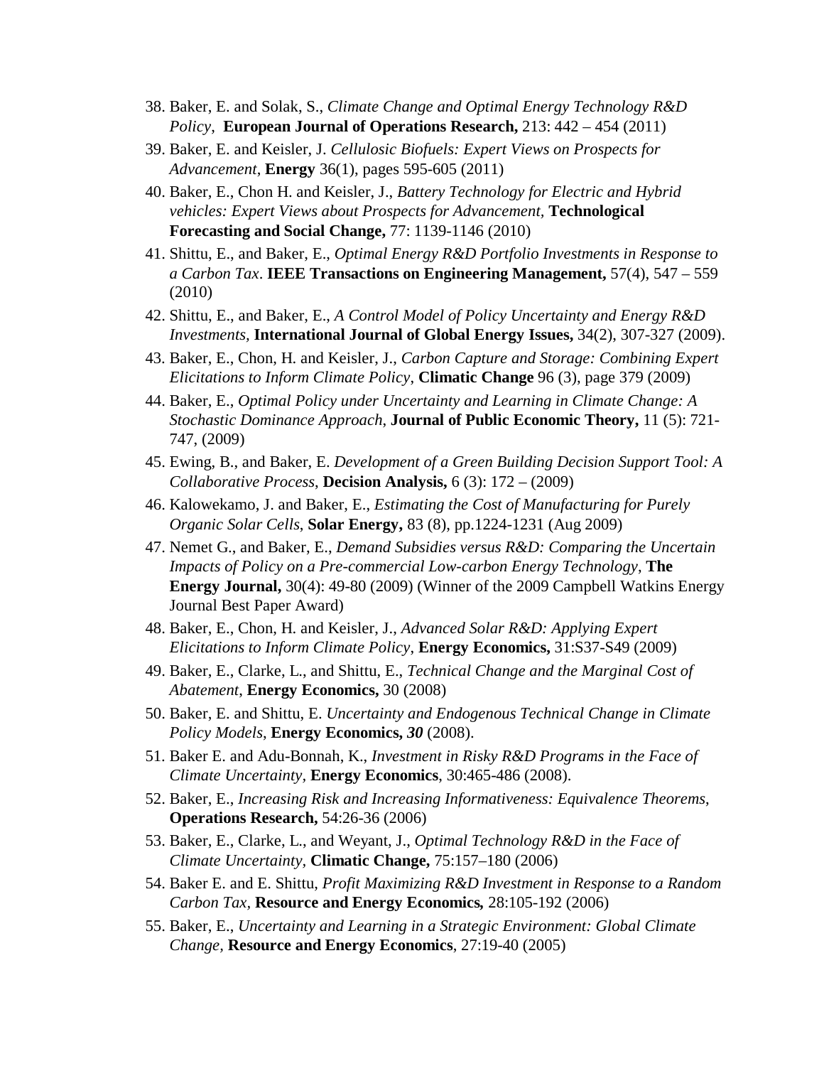38. Baker, E. and Solak, S., *Climate Change and Optimal Energy Technology R&D Policy*, **European Journal of Operations Research,** 213: 442 – 454 (2011)
39. Baker, E. and Keisler, J. *Cellulosic Biofuels: Expert Views on Prospects for Advancement*, **Energy** 36(1), pages 595-605 (2011)
40. Baker, E., Chon H. and Keisler, J., *Battery Technology for Electric and Hybrid vehicles: Expert Views about Prospects for Advancement,* **Technological Forecasting and Social Change,** 77: 1139-1146 (2010)
41. Shittu, E., and Baker, E., *Optimal Energy R&D Portfolio Investments in Response to a Carbon Tax*. **IEEE Transactions on Engineering Management,** 57(4), 547 – 559 (2010)
42. Shittu, E., and Baker, E., *A Control Model of Policy Uncertainty and Energy R&D Investments,* **International Journal of Global Energy Issues,** 34(2), 307-327 (2009).
43. Baker, E., Chon, H. and Keisler, J., *Carbon Capture and Storage: Combining Expert Elicitations to Inform Climate Policy*, **Climatic Change** 96 (3), page 379 (2009)
44. Baker, E., *Optimal Policy under Uncertainty and Learning in Climate Change: A Stochastic Dominance Approach*, **Journal of Public Economic Theory,** 11 (5): 721-747, (2009)
45. Ewing, B., and Baker, E. *Development of a Green Building Decision Support Tool: A Collaborative Process*, **Decision Analysis,** 6 (3): 172 – (2009)
46. Kalowekamo, J. and Baker, E., *Estimating the Cost of Manufacturing for Purely Organic Solar Cells*, **Solar Energy,** 83 (8), pp.1224-1231 (Aug 2009)
47. Nemet G., and Baker, E., *Demand Subsidies versus R&D: Comparing the Uncertain Impacts of Policy on a Pre-commercial Low-carbon Energy Technology*, **The Energy Journal,** 30(4): 49-80 (2009) (Winner of the 2009 Campbell Watkins Energy Journal Best Paper Award)
48. Baker, E., Chon, H. and Keisler, J., *Advanced Solar R&D: Applying Expert Elicitations to Inform Climate Policy*, **Energy Economics,** 31:S37-S49 (2009)
49. Baker, E., Clarke, L., and Shittu, E., *Technical Change and the Marginal Cost of Abatement*, **Energy Economics,** 30 (2008)
50. Baker, E. and Shittu, E. *Uncertainty and Endogenous Technical Change in Climate Policy Models*, **Energy Economics,** ***30*** (2008).
51. Baker E. and Adu-Bonnah, K., *Investment in Risky R&D Programs in the Face of Climate Uncertainty*, **Energy Economics**, 30:465-486 (2008).
52. Baker, E., *Increasing Risk and Increasing Informativeness: Equivalence Theorems*, **Operations Research,** 54:26-36 (2006)
53. Baker, E., Clarke, L., and Weyant, J., *Optimal Technology R&D in the Face of Climate Uncertainty,* **Climatic Change,** 75:157–180 (2006)
54. Baker E. and E. Shittu, *Profit Maximizing R&D Investment in Response to a Random Carbon Tax,* **Resource and Energy Economics,** 28:105-192 (2006)
55. Baker, E., *Uncertainty and Learning in a Strategic Environment: Global Climate Change,* **Resource and Energy Economics**, 27:19-40 (2005)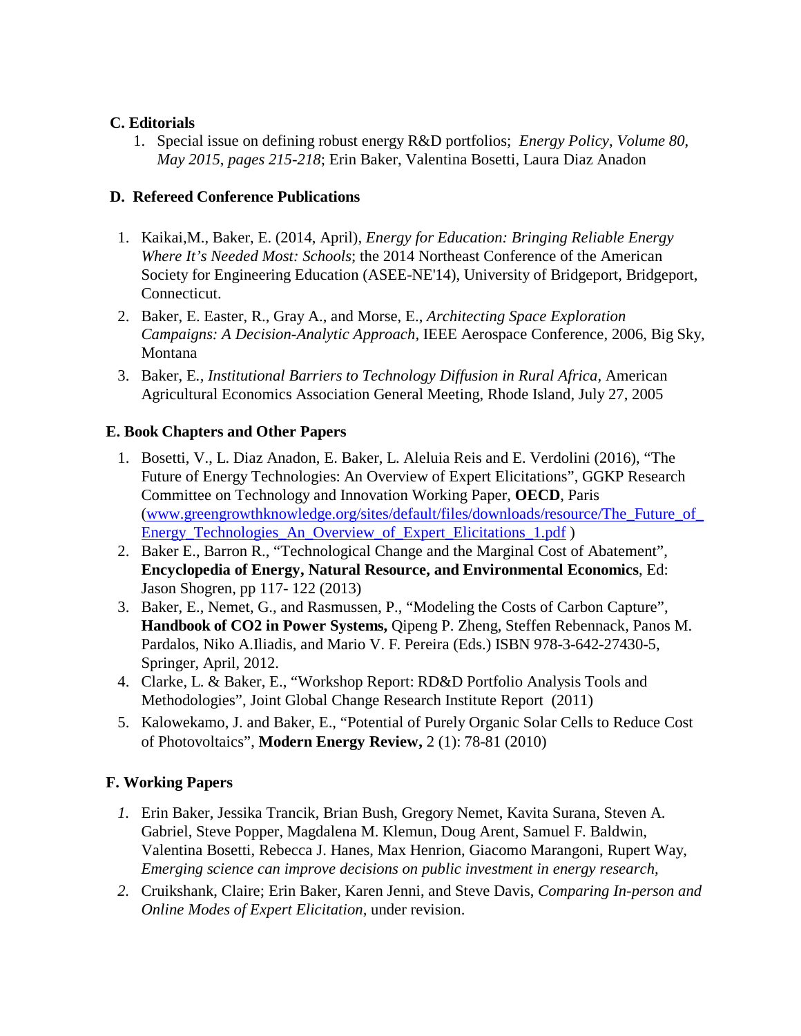### C. Editorials

1. Special issue on defining robust energy R&D portfolios; *Energy Policy, Volume 80, May 2015, pages 215-218*; Erin Baker, Valentina Bosetti, Laura Diaz Anadon

### D. Refereed Conference Publications

1. Kaikai,M., Baker, E. (2014, April), *Energy for Education: Bringing Reliable Energy Where It's Needed Most: Schools*; the 2014 Northeast Conference of the American Society for Engineering Education (ASEE-NE'14), University of Bridgeport, Bridgeport, Connecticut.
2. Baker, E. Easter, R., Gray A., and Morse, E., *Architecting Space Exploration Campaigns: A Decision-Analytic Approach*, IEEE Aerospace Conference, 2006, Big Sky, Montana
3. Baker, E., *Institutional Barriers to Technology Diffusion in Rural Africa*, American Agricultural Economics Association General Meeting, Rhode Island, July 27, 2005

### E. Book Chapters and Other Papers

1. Bosetti, V., L. Diaz Anadon, E. Baker, L. Aleluia Reis and E. Verdolini (2016), "The Future of Energy Technologies: An Overview of Expert Elicitations", GGKP Research Committee on Technology and Innovation Working Paper, **OECD**, Paris ([www.greengrowthknowledge.org/sites/default/files/downloads/resource/The_Future_of_Energy_Technologies_An_Overview_of_Expert_Elicitations_1.pdf](www.greengrowthknowledge.org/sites/default/files/downloads/resource/The_Future_of_Energy_Technologies_An_Overview_of_Expert_Elicitations_1.pdf) )
2. Baker E., Barron R., "Technological Change and the Marginal Cost of Abatement", **Encyclopedia of Energy, Natural Resource, and Environmental Economics**, Ed: Jason Shogren, pp 117- 122 (2013)
3. Baker, E., Nemet, G., and Rasmussen, P., "Modeling the Costs of Carbon Capture", **Handbook of CO2 in Power Systems,** Qipeng P. Zheng, Steffen Rebennack, Panos M. Pardalos, Niko A.Iliadis, and Mario V. F. Pereira (Eds.) ISBN 978-3-642-27430-5, Springer, April, 2012.
4. Clarke, L. & Baker, E., "Workshop Report: RD&D Portfolio Analysis Tools and Methodologies", Joint Global Change Research Institute Report (2011)
5. Kalowekamo, J. and Baker, E., "Potential of Purely Organic Solar Cells to Reduce Cost of Photovoltaics", **Modern Energy Review,** 2 (1): 78-81 (2010)

### F. Working Papers

1. Erin Baker, Jessika Trancik, Brian Bush, Gregory Nemet, Kavita Surana, Steven A. Gabriel, Steve Popper, Magdalena M. Klemun, Doug Arent, Samuel F. Baldwin, Valentina Bosetti, Rebecca J. Hanes, Max Henrion, Giacomo Marangoni, Rupert Way, *Emerging science can improve decisions on public investment in energy research,*
2. Cruikshank, Claire; Erin Baker, Karen Jenni, and Steve Davis, *Comparing In-person and Online Modes of Expert Elicitation*, under revision.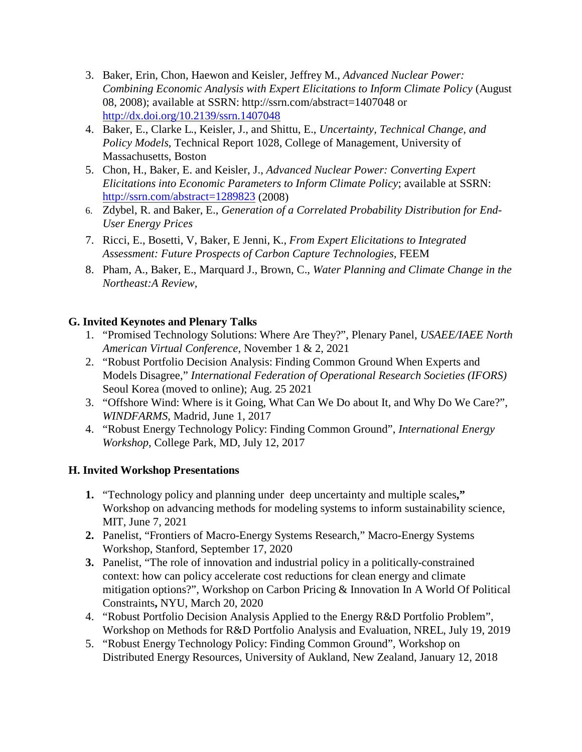3. Baker, Erin, Chon, Haewon and Keisler, Jeffrey M., *Advanced Nuclear Power: Combining Economic Analysis with Expert Elicitations to Inform Climate Policy* (August 08, 2008); available at SSRN: http://ssrn.com/abstract=1407048 or http://dx.doi.org/10.2139/ssrn.1407048
4. Baker, E., Clarke L., Keisler, J., and Shittu, E., *Uncertainty, Technical Change, and Policy Models*, Technical Report 1028, College of Management, University of Massachusetts, Boston
5. Chon, H., Baker, E. and Keisler, J., *Advanced Nuclear Power: Converting Expert Elicitations into Economic Parameters to Inform Climate Policy*; available at SSRN: http://ssrn.com/abstract=1289823 (2008)
6. Zdybel, R. and Baker, E., *Generation of a Correlated Probability Distribution for End-User Energy Prices*
7. Ricci, E., Bosetti, V, Baker, E Jenni, K., *From Expert Elicitations to Integrated Assessment: Future Prospects of Carbon Capture Technologies*, FEEM
8. Pham, A., Baker, E., Marquard J., Brown, C., *Water Planning and Climate Change in the Northeast:A Review*,

## G. Invited Keynotes and Plenary Talks

1. "Promised Technology Solutions: Where Are They?", Plenary Panel, *USAEE/IAEE North American Virtual Conference*, November 1 & 2, 2021
2. "Robust Portfolio Decision Analysis: Finding Common Ground When Experts and Models Disagree," *International Federation of Operational Research Societies (IFORS)* Seoul Korea (moved to online); Aug. 25 2021
3. "Offshore Wind: Where is it Going, What Can We Do about It, and Why Do We Care?", *WINDFARMS*, Madrid, June 1, 2017
4. "Robust Energy Technology Policy: Finding Common Ground", *International Energy Workshop*, College Park, MD, July 12, 2017

## H. Invited Workshop Presentations

1. "Technology policy and planning under deep uncertainty and multiple scales," Workshop on advancing methods for modeling systems to inform sustainability science, MIT, June 7, 2021
2. Panelist, "Frontiers of Macro-Energy Systems Research," Macro-Energy Systems Workshop, Stanford, September 17, 2020
3. Panelist, "The role of innovation and industrial policy in a politically-constrained context: how can policy accelerate cost reductions for clean energy and climate mitigation options?", Workshop on Carbon Pricing & Innovation In A World Of Political Constraints, NYU, March 20, 2020
4. "Robust Portfolio Decision Analysis Applied to the Energy R&D Portfolio Problem", Workshop on Methods for R&D Portfolio Analysis and Evaluation, NREL, July 19, 2019
5. "Robust Energy Technology Policy: Finding Common Ground", Workshop on Distributed Energy Resources, University of Aukland, New Zealand, January 12, 2018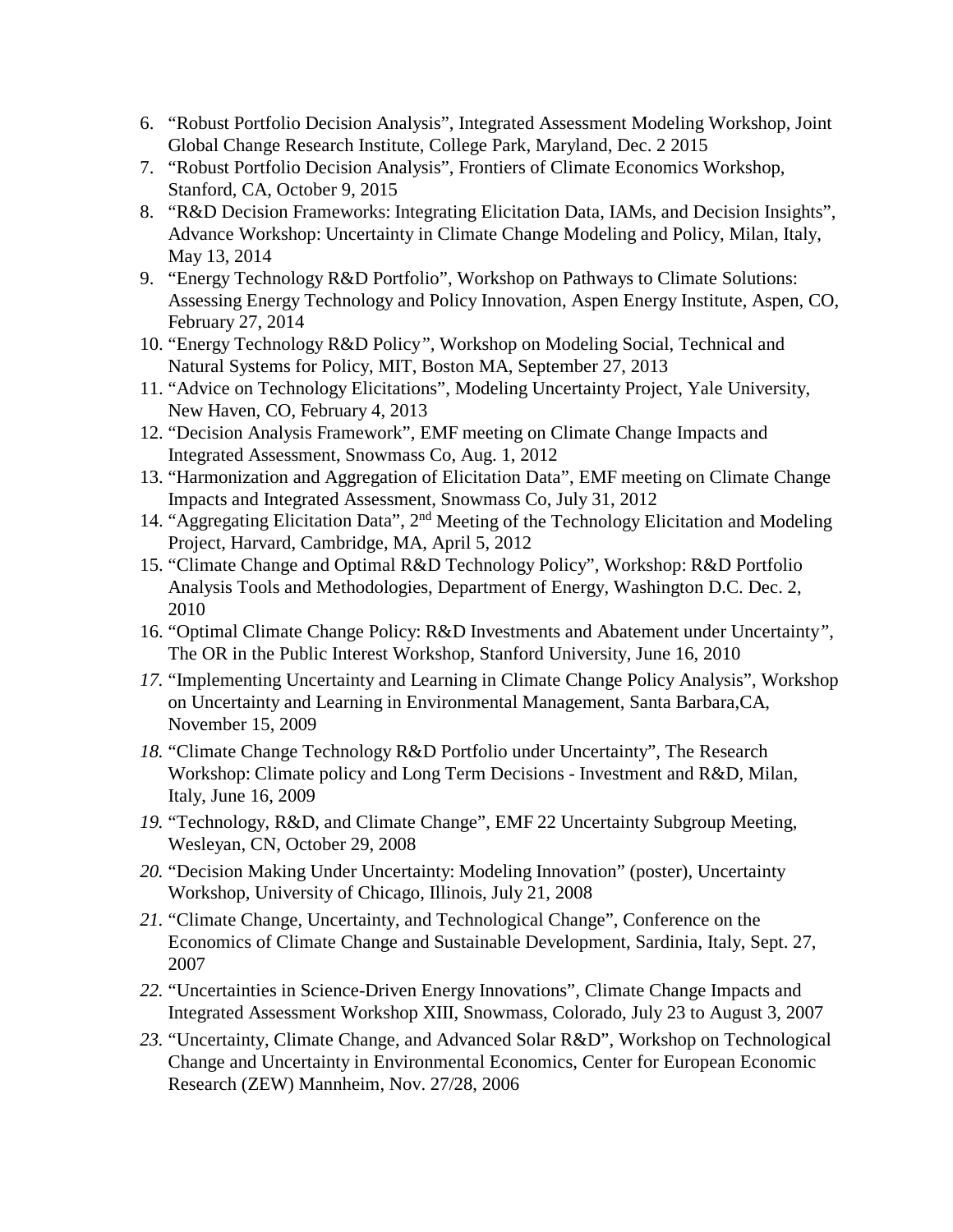6. “Robust Portfolio Decision Analysis”, Integrated Assessment Modeling Workshop, Joint Global Change Research Institute, College Park, Maryland, Dec. 2 2015
7. “Robust Portfolio Decision Analysis”, Frontiers of Climate Economics Workshop, Stanford, CA, October 9, 2015
8. “R&D Decision Frameworks: Integrating Elicitation Data, IAMs, and Decision Insights”, Advance Workshop: Uncertainty in Climate Change Modeling and Policy, Milan, Italy, May 13, 2014
9. “Energy Technology R&D Portfolio”, Workshop on Pathways to Climate Solutions: Assessing Energy Technology and Policy Innovation, Aspen Energy Institute, Aspen, CO, February 27, 2014
10. “Energy Technology R&D Policy”, Workshop on Modeling Social, Technical and Natural Systems for Policy, MIT, Boston MA, September 27, 2013
11. “Advice on Technology Elicitations”, Modeling Uncertainty Project, Yale University, New Haven, CO, February 4, 2013
12. “Decision Analysis Framework”, EMF meeting on Climate Change Impacts and Integrated Assessment, Snowmass Co, Aug. 1, 2012
13. “Harmonization and Aggregation of Elicitation Data”, EMF meeting on Climate Change Impacts and Integrated Assessment, Snowmass Co, July 31, 2012
14. “Aggregating Elicitation Data”, 2nd Meeting of the Technology Elicitation and Modeling Project, Harvard, Cambridge, MA, April 5, 2012
15. “Climate Change and Optimal R&D Technology Policy”, Workshop: R&D Portfolio Analysis Tools and Methodologies, Department of Energy, Washington D.C. Dec. 2, 2010
16. “Optimal Climate Change Policy: R&D Investments and Abatement under Uncertainty”, The OR in the Public Interest Workshop, Stanford University, June 16, 2010
17. “Implementing Uncertainty and Learning in Climate Change Policy Analysis”, Workshop on Uncertainty and Learning in Environmental Management, Santa Barbara,CA, November 15, 2009
18. “Climate Change Technology R&D Portfolio under Uncertainty”, The Research Workshop: Climate policy and Long Term Decisions - Investment and R&D, Milan, Italy, June 16, 2009
19. “Technology, R&D, and Climate Change”, EMF 22 Uncertainty Subgroup Meeting, Wesleyan, CN, October 29, 2008
20. “Decision Making Under Uncertainty: Modeling Innovation” (poster), Uncertainty Workshop, University of Chicago, Illinois, July 21, 2008
21. “Climate Change, Uncertainty, and Technological Change”, Conference on the Economics of Climate Change and Sustainable Development, Sardinia, Italy, Sept. 27, 2007
22. “Uncertainties in Science-Driven Energy Innovations”, Climate Change Impacts and Integrated Assessment Workshop XIII, Snowmass, Colorado, July 23 to August 3, 2007
23. “Uncertainty, Climate Change, and Advanced Solar R&D”, Workshop on Technological Change and Uncertainty in Environmental Economics, Center for European Economic Research (ZEW) Mannheim, Nov. 27/28, 2006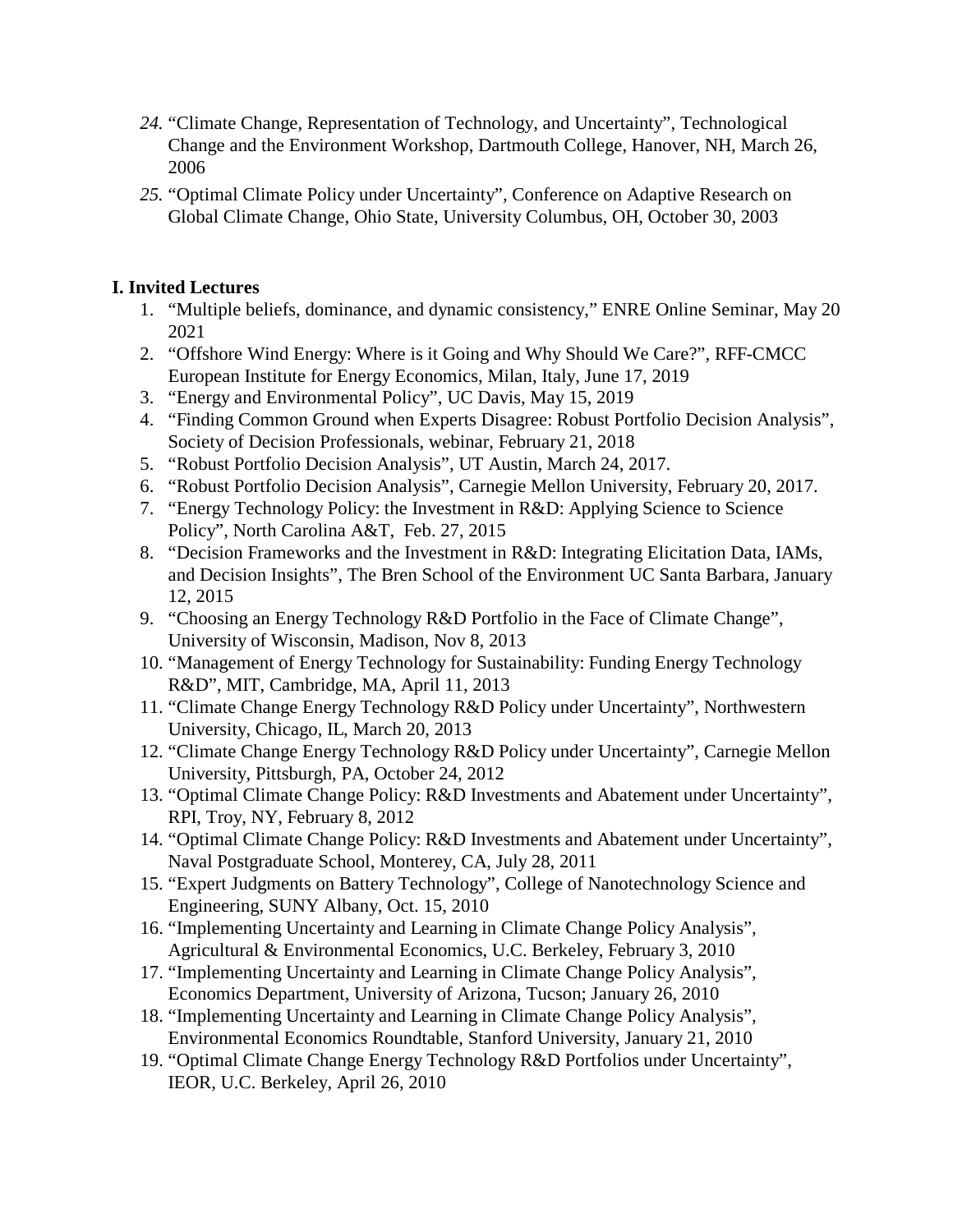24. "Climate Change, Representation of Technology, and Uncertainty", Technological Change and the Environment Workshop, Dartmouth College, Hanover, NH, March 26, 2006
25. "Optimal Climate Policy under Uncertainty", Conference on Adaptive Research on Global Climate Change, Ohio State, University Columbus, OH, October 30, 2003

**I. Invited Lectures**

1. "Multiple beliefs, dominance, and dynamic consistency," ENRE Online Seminar, May 20 2021
2. "Offshore Wind Energy: Where is it Going and Why Should We Care?", RFF-CMCC European Institute for Energy Economics, Milan, Italy, June 17, 2019
3. "Energy and Environmental Policy", UC Davis, May 15, 2019
4. "Finding Common Ground when Experts Disagree: Robust Portfolio Decision Analysis", Society of Decision Professionals, webinar, February 21, 2018
5. "Robust Portfolio Decision Analysis", UT Austin, March 24, 2017.
6. "Robust Portfolio Decision Analysis", Carnegie Mellon University, February 20, 2017.
7. "Energy Technology Policy: the Investment in R&D: Applying Science to Science Policy", North Carolina A&T, Feb. 27, 2015
8. "Decision Frameworks and the Investment in R&D: Integrating Elicitation Data, IAMs, and Decision Insights", The Bren School of the Environment UC Santa Barbara, January 12, 2015
9. "Choosing an Energy Technology R&D Portfolio in the Face of Climate Change", University of Wisconsin, Madison, Nov 8, 2013
10. "Management of Energy Technology for Sustainability: Funding Energy Technology R&D", MIT, Cambridge, MA, April 11, 2013
11. "Climate Change Energy Technology R&D Policy under Uncertainty", Northwestern University, Chicago, IL, March 20, 2013
12. "Climate Change Energy Technology R&D Policy under Uncertainty", Carnegie Mellon University, Pittsburgh, PA, October 24, 2012
13. "Optimal Climate Change Policy: R&D Investments and Abatement under Uncertainty", RPI, Troy, NY, February 8, 2012
14. "Optimal Climate Change Policy: R&D Investments and Abatement under Uncertainty", Naval Postgraduate School, Monterey, CA, July 28, 2011
15. "Expert Judgments on Battery Technology", College of Nanotechnology Science and Engineering, SUNY Albany, Oct. 15, 2010
16. "Implementing Uncertainty and Learning in Climate Change Policy Analysis", Agricultural & Environmental Economics, U.C. Berkeley, February 3, 2010
17. "Implementing Uncertainty and Learning in Climate Change Policy Analysis", Economics Department, University of Arizona, Tucson; January 26, 2010
18. "Implementing Uncertainty and Learning in Climate Change Policy Analysis", Environmental Economics Roundtable, Stanford University, January 21, 2010
19. "Optimal Climate Change Energy Technology R&D Portfolios under Uncertainty", IEOR, U.C. Berkeley, April 26, 2010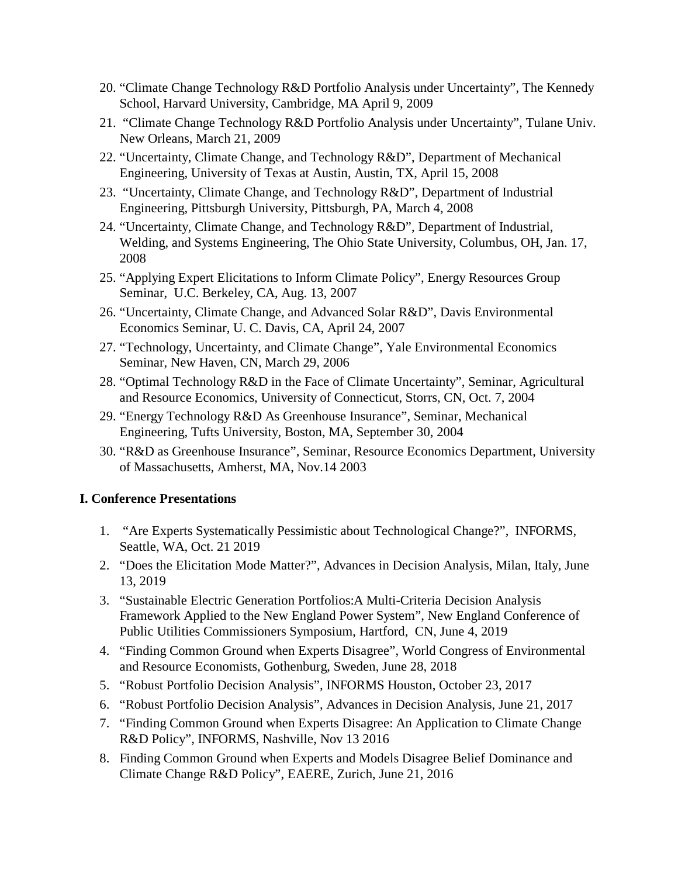20. "Climate Change Technology R&D Portfolio Analysis under Uncertainty", The Kennedy School, Harvard University, Cambridge, MA April 9, 2009
21. "Climate Change Technology R&D Portfolio Analysis under Uncertainty", Tulane Univ. New Orleans, March 21, 2009
22. "Uncertainty, Climate Change, and Technology R&D", Department of Mechanical Engineering, University of Texas at Austin, Austin, TX, April 15, 2008
23. "Uncertainty, Climate Change, and Technology R&D", Department of Industrial Engineering, Pittsburgh University, Pittsburgh, PA, March 4, 2008
24. "Uncertainty, Climate Change, and Technology R&D", Department of Industrial, Welding, and Systems Engineering, The Ohio State University, Columbus, OH, Jan. 17, 2008
25. "Applying Expert Elicitations to Inform Climate Policy", Energy Resources Group Seminar, U.C. Berkeley, CA, Aug. 13, 2007
26. "Uncertainty, Climate Change, and Advanced Solar R&D", Davis Environmental Economics Seminar, U. C. Davis, CA, April 24, 2007
27. "Technology, Uncertainty, and Climate Change", Yale Environmental Economics Seminar, New Haven, CN, March 29, 2006
28. "Optimal Technology R&D in the Face of Climate Uncertainty", Seminar, Agricultural and Resource Economics, University of Connecticut, Storrs, CN, Oct. 7, 2004
29. "Energy Technology R&D As Greenhouse Insurance", Seminar, Mechanical Engineering, Tufts University, Boston, MA, September 30, 2004
30. "R&D as Greenhouse Insurance", Seminar, Resource Economics Department, University of Massachusetts, Amherst, MA, Nov.14 2003

### I. Conference Presentations

1. "Are Experts Systematically Pessimistic about Technological Change?", INFORMS, Seattle, WA, Oct. 21 2019
2. "Does the Elicitation Mode Matter?", Advances in Decision Analysis, Milan, Italy, June 13, 2019
3. "Sustainable Electric Generation Portfolios:A Multi-Criteria Decision Analysis Framework Applied to the New England Power System", New England Conference of Public Utilities Commissioners Symposium, Hartford, CN, June 4, 2019
4. "Finding Common Ground when Experts Disagree", World Congress of Environmental and Resource Economists, Gothenburg, Sweden, June 28, 2018
5. "Robust Portfolio Decision Analysis", INFORMS Houston, October 23, 2017
6. "Robust Portfolio Decision Analysis", Advances in Decision Analysis, June 21, 2017
7. "Finding Common Ground when Experts Disagree: An Application to Climate Change R&D Policy", INFORMS, Nashville, Nov 13 2016
8. Finding Common Ground when Experts and Models Disagree Belief Dominance and Climate Change R&D Policy", EAERE, Zurich, June 21, 2016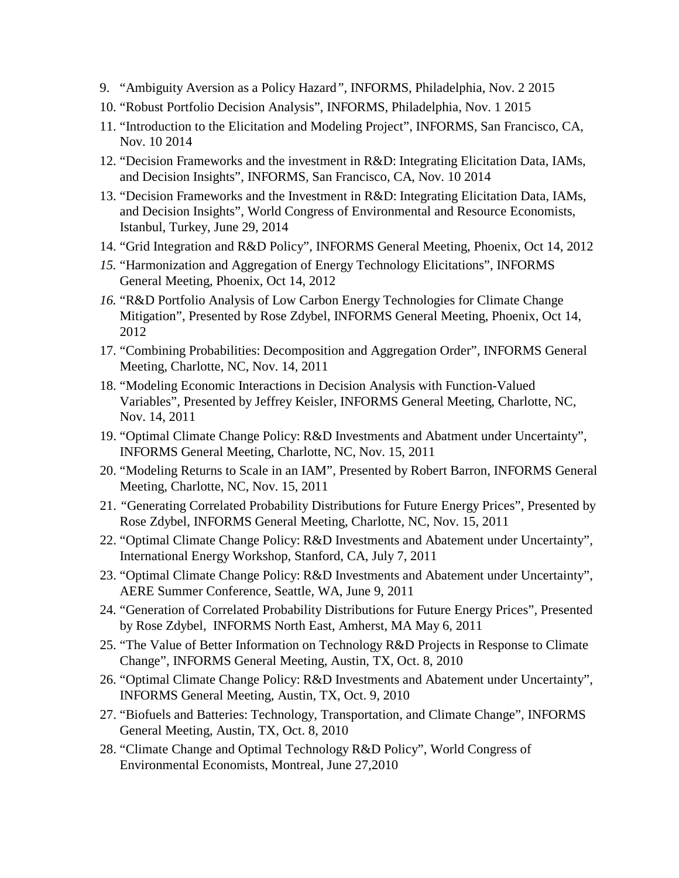9. "Ambiguity Aversion as a Policy Hazard", INFORMS, Philadelphia, Nov. 2 2015
10. "Robust Portfolio Decision Analysis", INFORMS, Philadelphia, Nov. 1 2015
11. "Introduction to the Elicitation and Modeling Project", INFORMS, San Francisco, CA, Nov. 10 2014
12. "Decision Frameworks and the investment in R&D: Integrating Elicitation Data, IAMs, and Decision Insights", INFORMS, San Francisco, CA, Nov. 10 2014
13. "Decision Frameworks and the Investment in R&D: Integrating Elicitation Data, IAMs, and Decision Insights", World Congress of Environmental and Resource Economists, Istanbul, Turkey, June 29, 2014
14. "Grid Integration and R&D Policy", INFORMS General Meeting, Phoenix, Oct 14, 2012
15. "Harmonization and Aggregation of Energy Technology Elicitations", INFORMS General Meeting, Phoenix, Oct 14, 2012
16. "R&D Portfolio Analysis of Low Carbon Energy Technologies for Climate Change Mitigation", Presented by Rose Zdybel, INFORMS General Meeting, Phoenix, Oct 14, 2012
17. "Combining Probabilities: Decomposition and Aggregation Order", INFORMS General Meeting, Charlotte, NC, Nov. 14, 2011
18. "Modeling Economic Interactions in Decision Analysis with Function-Valued Variables", Presented by Jeffrey Keisler, INFORMS General Meeting, Charlotte, NC, Nov. 14, 2011
19. "Optimal Climate Change Policy: R&D Investments and Abatment under Uncertainty", INFORMS General Meeting, Charlotte, NC, Nov. 15, 2011
20. "Modeling Returns to Scale in an IAM", Presented by Robert Barron, INFORMS General Meeting, Charlotte, NC, Nov. 15, 2011
21. "Generating Correlated Probability Distributions for Future Energy Prices", Presented by Rose Zdybel, INFORMS General Meeting, Charlotte, NC, Nov. 15, 2011
22. "Optimal Climate Change Policy: R&D Investments and Abatement under Uncertainty", International Energy Workshop, Stanford, CA, July 7, 2011
23. "Optimal Climate Change Policy: R&D Investments and Abatement under Uncertainty", AERE Summer Conference, Seattle, WA, June 9, 2011
24. "Generation of Correlated Probability Distributions for Future Energy Prices", Presented by Rose Zdybel, INFORMS North East, Amherst, MA May 6, 2011
25. "The Value of Better Information on Technology R&D Projects in Response to Climate Change", INFORMS General Meeting, Austin, TX, Oct. 8, 2010
26. "Optimal Climate Change Policy: R&D Investments and Abatement under Uncertainty", INFORMS General Meeting, Austin, TX, Oct. 9, 2010
27. "Biofuels and Batteries: Technology, Transportation, and Climate Change", INFORMS General Meeting, Austin, TX, Oct. 8, 2010
28. "Climate Change and Optimal Technology R&D Policy", World Congress of Environmental Economists, Montreal, June 27,2010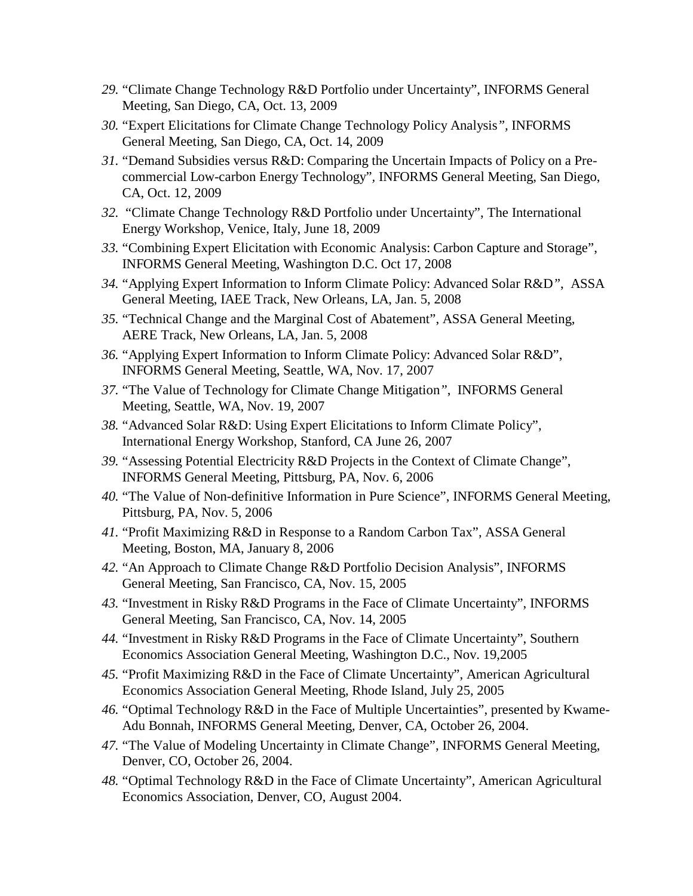29. “Climate Change Technology R&D Portfolio under Uncertainty”, INFORMS General Meeting, San Diego, CA, Oct. 13, 2009
30. “Expert Elicitations for Climate Change Technology Policy Analysis”, INFORMS General Meeting, San Diego, CA, Oct. 14, 2009
31. “Demand Subsidies versus R&D: Comparing the Uncertain Impacts of Policy on a Pre-commercial Low-carbon Energy Technology”, INFORMS General Meeting, San Diego, CA, Oct. 12, 2009
32. “Climate Change Technology R&D Portfolio under Uncertainty”, The International Energy Workshop, Venice, Italy, June 18, 2009
33. “Combining Expert Elicitation with Economic Analysis: Carbon Capture and Storage”, INFORMS General Meeting, Washington D.C. Oct 17, 2008
34. “Applying Expert Information to Inform Climate Policy: Advanced Solar R&D”, ASSA General Meeting, IAEE Track, New Orleans, LA, Jan. 5, 2008
35. “Technical Change and the Marginal Cost of Abatement”, ASSA General Meeting, AERE Track, New Orleans, LA, Jan. 5, 2008
36. “Applying Expert Information to Inform Climate Policy: Advanced Solar R&D”, INFORMS General Meeting, Seattle, WA, Nov. 17, 2007
37. “The Value of Technology for Climate Change Mitigation”, INFORMS General Meeting, Seattle, WA, Nov. 19, 2007
38. “Advanced Solar R&D: Using Expert Elicitations to Inform Climate Policy”, International Energy Workshop, Stanford, CA June 26, 2007
39. “Assessing Potential Electricity R&D Projects in the Context of Climate Change”, INFORMS General Meeting, Pittsburg, PA, Nov. 6, 2006
40. “The Value of Non-definitive Information in Pure Science”, INFORMS General Meeting, Pittsburg, PA, Nov. 5, 2006
41. “Profit Maximizing R&D in Response to a Random Carbon Tax”, ASSA General Meeting, Boston, MA, January 8, 2006
42. “An Approach to Climate Change R&D Portfolio Decision Analysis”, INFORMS General Meeting, San Francisco, CA, Nov. 15, 2005
43. “Investment in Risky R&D Programs in the Face of Climate Uncertainty”, INFORMS General Meeting, San Francisco, CA, Nov. 14, 2005
44. “Investment in Risky R&D Programs in the Face of Climate Uncertainty”, Southern Economics Association General Meeting, Washington D.C., Nov. 19,2005
45. “Profit Maximizing R&D in the Face of Climate Uncertainty”, American Agricultural Economics Association General Meeting, Rhode Island, July 25, 2005
46. “Optimal Technology R&D in the Face of Multiple Uncertainties”, presented by Kwame-Adu Bonnah, INFORMS General Meeting, Denver, CA, October 26, 2004.
47. “The Value of Modeling Uncertainty in Climate Change”, INFORMS General Meeting, Denver, CO, October 26, 2004.
48. “Optimal Technology R&D in the Face of Climate Uncertainty”, American Agricultural Economics Association, Denver, CO, August 2004.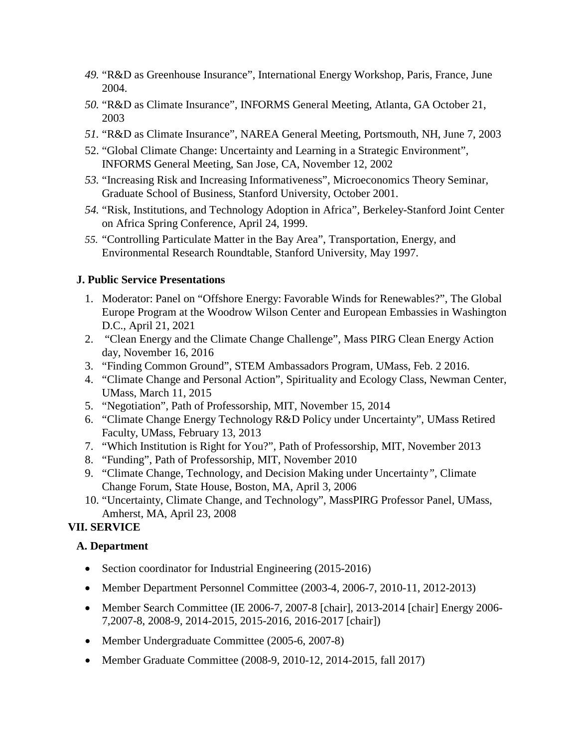49. "R&D as Greenhouse Insurance", International Energy Workshop, Paris, France, June 2004.
50. "R&D as Climate Insurance", INFORMS General Meeting, Atlanta, GA October 21, 2003
51. "R&D as Climate Insurance", NAREA General Meeting, Portsmouth, NH, June 7, 2003
52. "Global Climate Change: Uncertainty and Learning in a Strategic Environment", INFORMS General Meeting, San Jose, CA, November 12, 2002
53. "Increasing Risk and Increasing Informativeness", Microeconomics Theory Seminar, Graduate School of Business, Stanford University, October 2001.
54. "Risk, Institutions, and Technology Adoption in Africa", Berkeley-Stanford Joint Center on Africa Spring Conference, April 24, 1999.
55. "Controlling Particulate Matter in the Bay Area", Transportation, Energy, and Environmental Research Roundtable, Stanford University, May 1997.

### J. Public Service Presentations

1. Moderator: Panel on "Offshore Energy: Favorable Winds for Renewables?", The Global Europe Program at the Woodrow Wilson Center and European Embassies in Washington D.C., April 21, 2021
2. "Clean Energy and the Climate Change Challenge", Mass PIRG Clean Energy Action day, November 16, 2016
3. "Finding Common Ground", STEM Ambassadors Program, UMass, Feb. 2 2016.
4. "Climate Change and Personal Action", Spirituality and Ecology Class, Newman Center, UMass, March 11, 2015
5. "Negotiation", Path of Professorship, MIT, November 15, 2014
6. "Climate Change Energy Technology R&D Policy under Uncertainty", UMass Retired Faculty, UMass, February 13, 2013
7. "Which Institution is Right for You?", Path of Professorship, MIT, November 2013
8. "Funding", Path of Professorship, MIT, November 2010
9. "Climate Change, Technology, and Decision Making under Uncertainty", Climate Change Forum, State House, Boston, MA, April 3, 2006
10. "Uncertainty, Climate Change, and Technology", MassPIRG Professor Panel, UMass, Amherst, MA, April 23, 2008

## VII. SERVICE

### A. Department

- Section coordinator for Industrial Engineering (2015-2016)
- Member Department Personnel Committee (2003-4, 2006-7, 2010-11, 2012-2013)
- Member Search Committee (IE 2006-7, 2007-8 [chair], 2013-2014 [chair] Energy 2006-7,2007-8, 2008-9, 2014-2015, 2015-2016, 2016-2017 [chair])
- Member Undergraduate Committee (2005-6, 2007-8)
- Member Graduate Committee (2008-9, 2010-12, 2014-2015, fall 2017)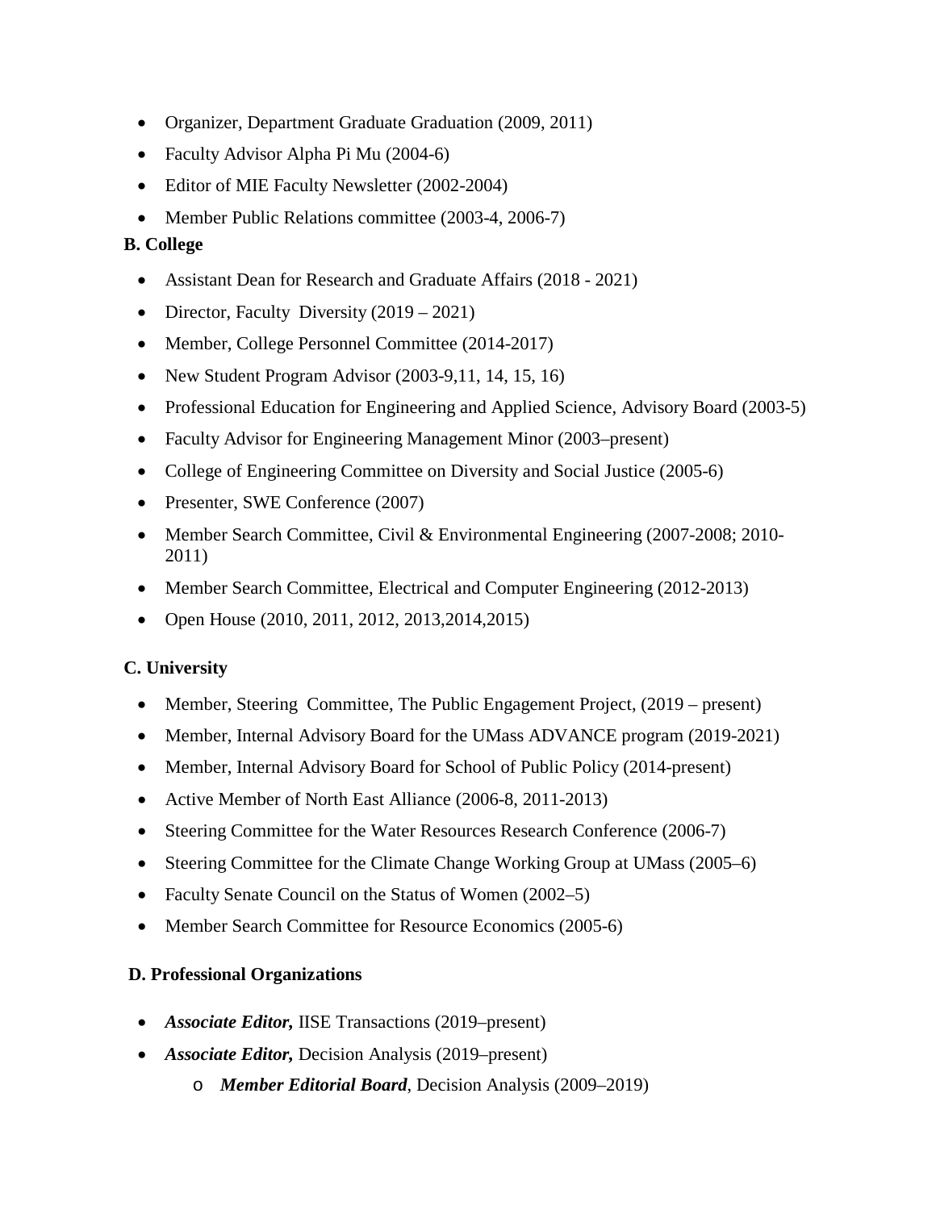- Organizer, Department Graduate Graduation (2009, 2011)
- Faculty Advisor Alpha Pi Mu (2004-6)
- Editor of MIE Faculty Newsletter (2002-2004)
- Member Public Relations committee (2003-4, 2006-7)

**B. College**

- Assistant Dean for Research and Graduate Affairs (2018 - 2021)
- Director, Faculty Diversity (2019 – 2021)
- Member, College Personnel Committee (2014-2017)
- New Student Program Advisor (2003-9,11, 14, 15, 16)
- Professional Education for Engineering and Applied Science, Advisory Board (2003-5)
- Faculty Advisor for Engineering Management Minor (2003–present)
- College of Engineering Committee on Diversity and Social Justice (2005-6)
- Presenter, SWE Conference (2007)
- Member Search Committee, Civil & Environmental Engineering (2007-2008; 2010-2011)
- Member Search Committee, Electrical and Computer Engineering (2012-2013)
- Open House (2010, 2011, 2012, 2013,2014,2015)

**C. University**

- Member, Steering Committee, The Public Engagement Project, (2019 – present)
- Member, Internal Advisory Board for the UMass ADVANCE program (2019-2021)
- Member, Internal Advisory Board for School of Public Policy (2014-present)
- Active Member of North East Alliance (2006-8, 2011-2013)
- Steering Committee for the Water Resources Research Conference (2006-7)
- Steering Committee for the Climate Change Working Group at UMass (2005–6)
- Faculty Senate Council on the Status of Women (2002–5)
- Member Search Committee for Resource Economics (2005-6)

**D. Professional Organizations**

- ***Associate Editor,*** IISE Transactions (2019–present)
- ***Associate Editor,*** Decision Analysis (2019–present)
  - ***Member Editorial Board***, Decision Analysis (2009–2019)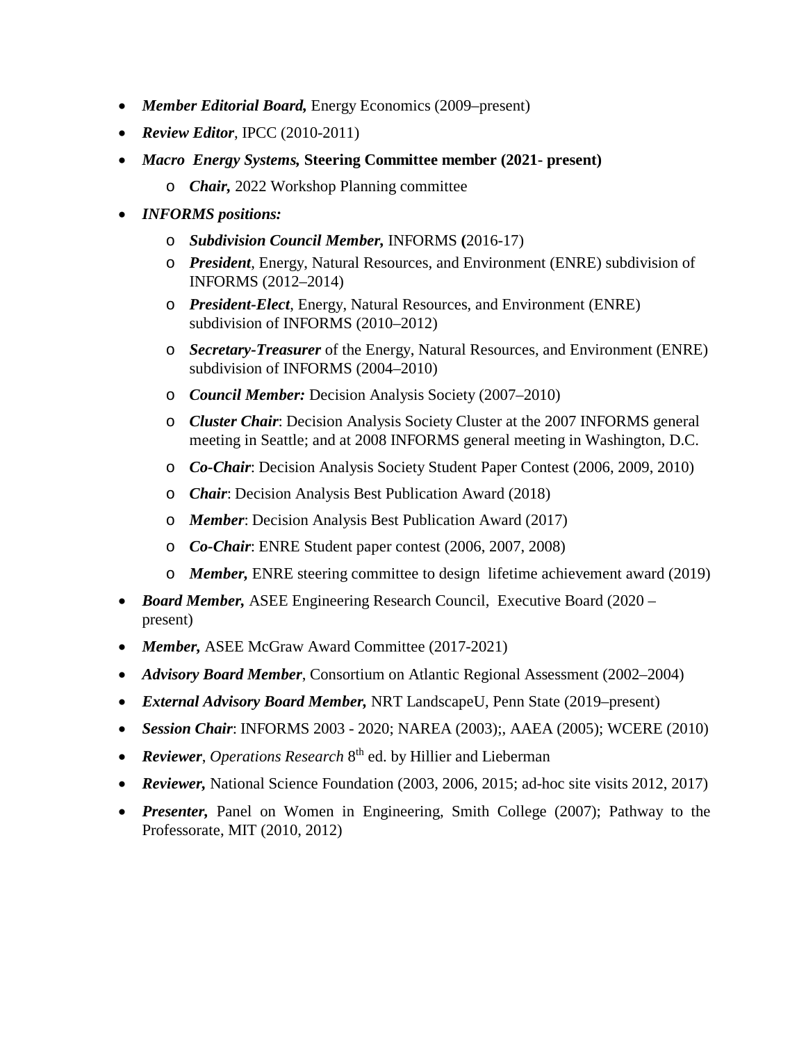- ***Member Editorial Board,*** Energy Economics (2009–present)
- ***Review Editor***, IPCC (2010-2011)
- ***Macro Energy Systems,*** **Steering Committee member (2021- present)**
    - ***Chair,*** 2022 Workshop Planning committee
- ***INFORMS positions:***
    - ***Subdivision Council Member,*** INFORMS **(**2016-17)
    - ***President***, Energy, Natural Resources, and Environment (ENRE) subdivision of INFORMS (2012–2014)
    - ***President-Elect***, Energy, Natural Resources, and Environment (ENRE) subdivision of INFORMS (2010–2012)
    - ***Secretary-Treasurer*** of the Energy, Natural Resources, and Environment (ENRE) subdivision of INFORMS (2004–2010)
    - ***Council Member:*** Decision Analysis Society (2007–2010)
    - ***Cluster Chair***: Decision Analysis Society Cluster at the 2007 INFORMS general meeting in Seattle; and at 2008 INFORMS general meeting in Washington, D.C.
    - ***Co-Chair***: Decision Analysis Society Student Paper Contest (2006, 2009, 2010)
    - ***Chair***: Decision Analysis Best Publication Award (2018)
    - ***Member***: Decision Analysis Best Publication Award (2017)
    - ***Co-Chair***: ENRE Student paper contest (2006, 2007, 2008)
    - ***Member,*** ENRE steering committee to design lifetime achievement award (2019)
- ***Board Member,*** ASEE Engineering Research Council, Executive Board (2020 – present)
- ***Member,*** ASEE McGraw Award Committee (2017-2021)
- ***Advisory Board Member***, Consortium on Atlantic Regional Assessment (2002–2004)
- ***External Advisory Board Member,*** NRT LandscapeU, Penn State (2019–present)
- ***Session Chair***: INFORMS 2003 - 2020; NAREA (2003);, AAEA (2005); WCERE (2010)
- ***Reviewer***, *Operations Research* 8th ed. by Hillier and Lieberman
- ***Reviewer,*** National Science Foundation (2003, 2006, 2015; ad-hoc site visits 2012, 2017)
- ***Presenter,*** Panel on Women in Engineering, Smith College (2007); Pathway to the Professorate, MIT (2010, 2012)